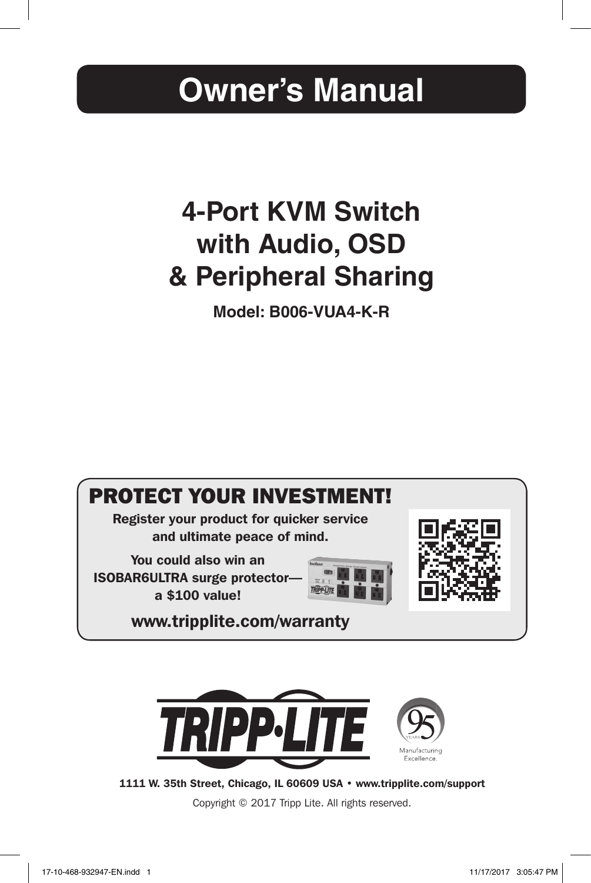# Owner's Manual

## 4-Port KVM Switch with Audio, OSD & Peripheral Sharing

**Model: B006-VUA4-K-R**

### PROTECT YOUR INVESTMENT!

**Register your product for quicker service and ultimate peace of mind.**

**You could also win an ISOBAR6ULTRA surge protector— a $100 value!**

**www.tripplite.com/warranty**

TRIPP·LITE

95 YEARS Manufacturing Excellence.

**1111 W. 35th Street, Chicago, IL 60609 USA • www.tripplite.com/support**

Copyright © 2017 Tripp Lite. All rights reserved.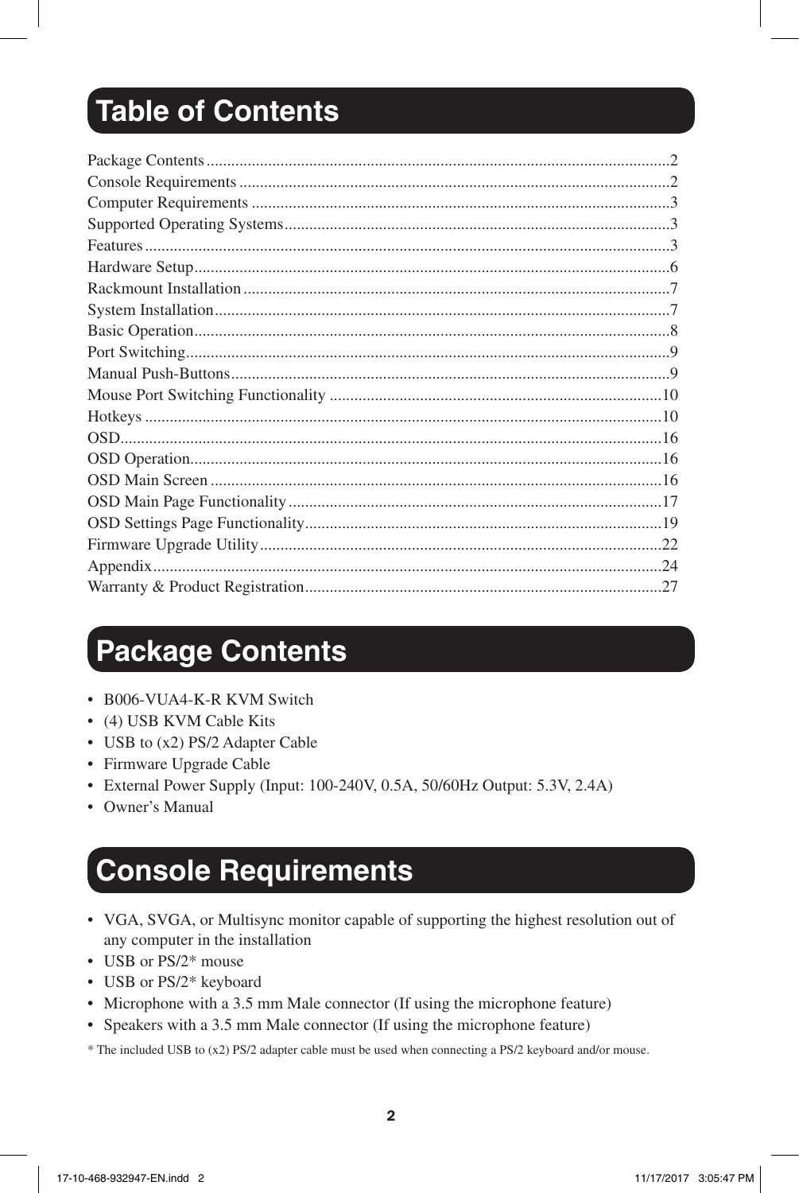# Table of Contents

| Section | Page |
|---|---|
| Package Contents | 2 |
| Console Requirements | 2 |
| Computer Requirements | 3 |
| Supported Operating Systems | 3 |
| Features | 3 |
| Hardware Setup | 6 |
| Rackmount Installation | 7 |
| System Installation | 7 |
| Basic Operation | 8 |
| Port Switching | 9 |
| Manual Push-Buttons | 9 |
| Mouse Port Switching Functionality | 10 |
| Hotkeys | 10 |
| OSD | 16 |
| OSD Operation | 16 |
| OSD Main Screen | 16 |
| OSD Main Page Functionality | 17 |
| OSD Settings Page Functionality | 19 |
| Firmware Upgrade Utility | 22 |
| Appendix | 24 |
| Warranty & Product Registration | 27 |

# Package Contents

- B006-VUA4-K-R KVM Switch
- (4) USB KVM Cable Kits
- USB to (x2) PS/2 Adapter Cable
- Firmware Upgrade Cable
- External Power Supply (Input: 100-240V, 0.5A, 50/60Hz Output: 5.3V, 2.4A)
- Owner's Manual

# Console Requirements

- VGA, SVGA, or Multisync monitor capable of supporting the highest resolution out of any computer in the installation
- USB or PS/2* mouse
- USB or PS/2* keyboard
- Microphone with a 3.5 mm Male connector (If using the microphone feature)
- Speakers with a 3.5 mm Male connector (If using the microphone feature)

* The included USB to (x2) PS/2 adapter cable must be used when connecting a PS/2 keyboard and/or mouse.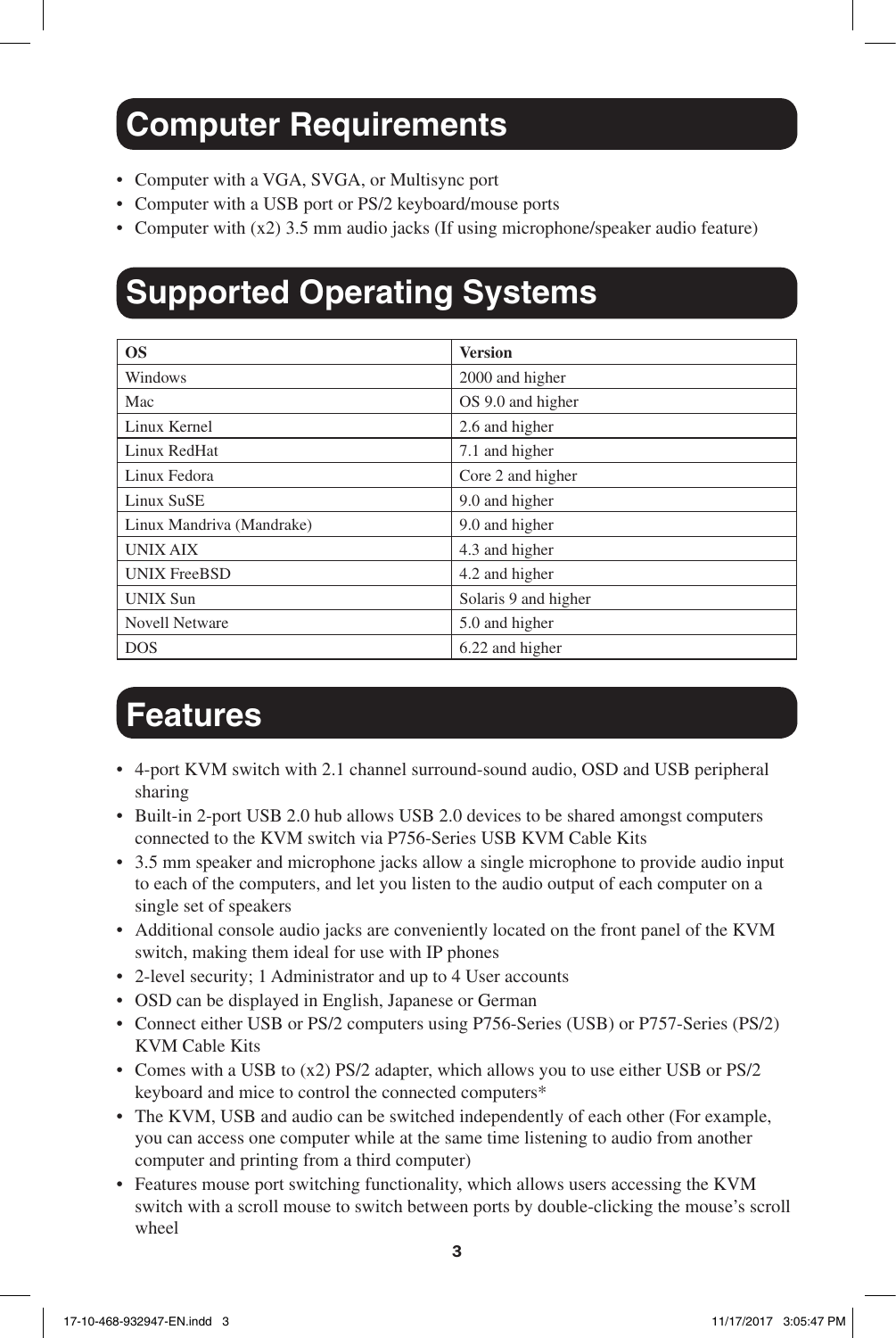## Computer Requirements

- Computer with a VGA, SVGA, or Multisync port
- Computer with a USB port or PS/2 keyboard/mouse ports
- Computer with (x2) 3.5 mm audio jacks (If using microphone/speaker audio feature)

## Supported Operating Systems

| OS | Version |
|---|---|
| Windows | 2000 and higher |
| Mac | OS 9.0 and higher |
| Linux Kernel | 2.6 and higher |
| Linux RedHat | 7.1 and higher |
| Linux Fedora | Core 2 and higher |
| Linux SuSE | 9.0 and higher |
| Linux Mandriva (Mandrake) | 9.0 and higher |
| UNIX AIX | 4.3 and higher |
| UNIX FreeBSD | 4.2 and higher |
| UNIX Sun | Solaris 9 and higher |
| Novell Netware | 5.0 and higher |
| DOS | 6.22 and higher |

## Features

- 4-port KVM switch with 2.1 channel surround-sound audio, OSD and USB peripheral sharing
- Built-in 2-port USB 2.0 hub allows USB 2.0 devices to be shared amongst computers connected to the KVM switch via P756-Series USB KVM Cable Kits
- 3.5 mm speaker and microphone jacks allow a single microphone to provide audio input to each of the computers, and let you listen to the audio output of each computer on a single set of speakers
- Additional console audio jacks are conveniently located on the front panel of the KVM switch, making them ideal for use with IP phones
- 2-level security; 1 Administrator and up to 4 User accounts
- OSD can be displayed in English, Japanese or German
- Connect either USB or PS/2 computers using P756-Series (USB) or P757-Series (PS/2) KVM Cable Kits
- Comes with a USB to (x2) PS/2 adapter, which allows you to use either USB or PS/2 keyboard and mice to control the connected computers*
- The KVM, USB and audio can be switched independently of each other (For example, you can access one computer while at the same time listening to audio from another computer and printing from a third computer)
- Features mouse port switching functionality, which allows users accessing the KVM switch with a scroll mouse to switch between ports by double-clicking the mouse's scroll wheel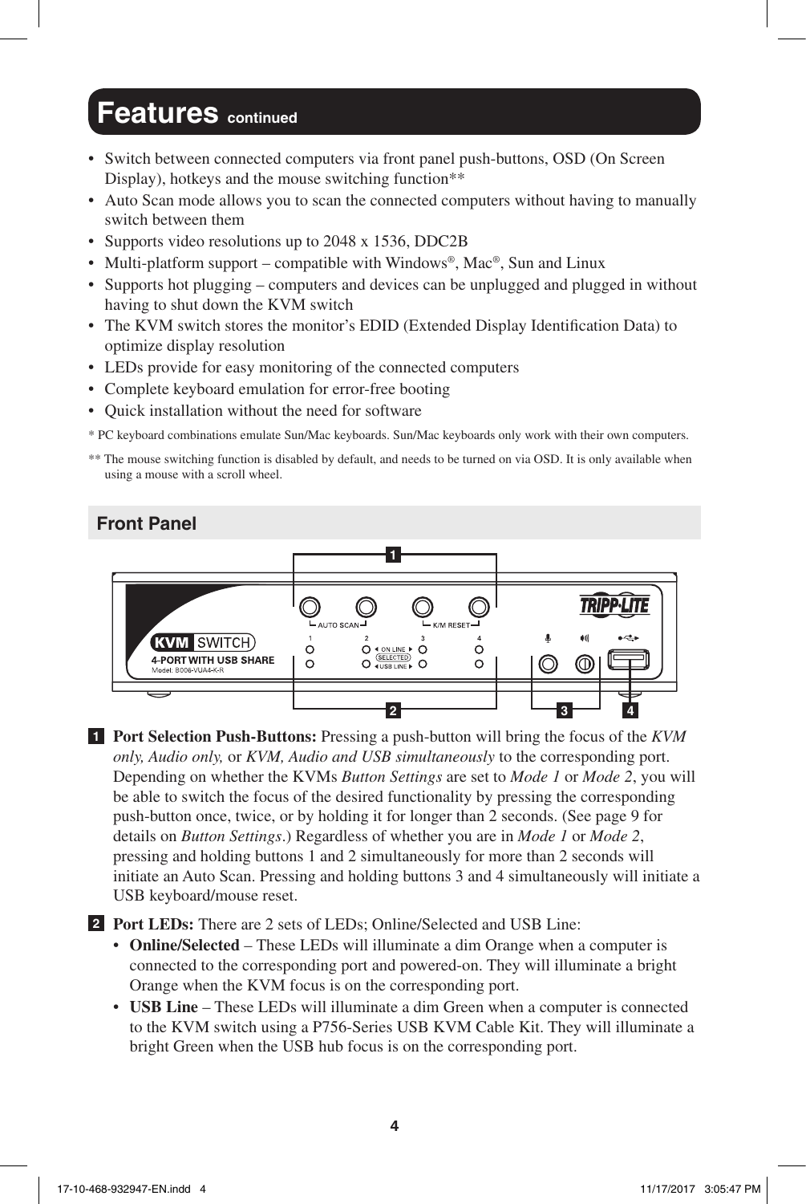## Features continued

- Switch between connected computers via front panel push-buttons, OSD (On Screen Display), hotkeys and the mouse switching function**
- Auto Scan mode allows you to scan the connected computers without having to manually switch between them
- Supports video resolutions up to 2048 x 1536, DDC2B
- Multi-platform support – compatible with Windows®, Mac®, Sun and Linux
- Supports hot plugging – computers and devices can be unplugged and plugged in without having to shut down the KVM switch
- The KVM switch stores the monitor's EDID (Extended Display Identification Data) to optimize display resolution
- LEDs provide for easy monitoring of the connected computers
- Complete keyboard emulation for error-free booting
- Quick installation without the need for software

* PC keyboard combinations emulate Sun/Mac keyboards. Sun/Mac keyboards only work with their own computers.

** The mouse switching function is disabled by default, and needs to be turned on via OSD. It is only available when using a mouse with a scroll wheel.

### Front Panel

**1** **Port Selection Push-Buttons:** Pressing a push-button will bring the focus of the *KVM only, Audio only,* or *KVM, Audio and USB simultaneously* to the corresponding port. Depending on whether the KVMs *Button Settings* are set to *Mode 1* or *Mode 2*, you will be able to switch the focus of the desired functionality by pressing the corresponding push-button once, twice, or by holding it for longer than 2 seconds. (See page 9 for details on *Button Settings*.) Regardless of whether you are in *Mode 1* or *Mode 2*, pressing and holding buttons 1 and 2 simultaneously for more than 2 seconds will initiate an Auto Scan. Pressing and holding buttons 3 and 4 simultaneously will initiate a USB keyboard/mouse reset.

**2** **Port LEDs:** There are 2 sets of LEDs; Online/Selected and USB Line:

- **Online/Selected** – These LEDs will illuminate a dim Orange when a computer is connected to the corresponding port and powered-on. They will illuminate a bright Orange when the KVM focus is on the corresponding port.
- **USB Line** – These LEDs will illuminate a dim Green when a computer is connected to the KVM switch using a P756-Series USB KVM Cable Kit. They will illuminate a bright Green when the USB hub focus is on the corresponding port.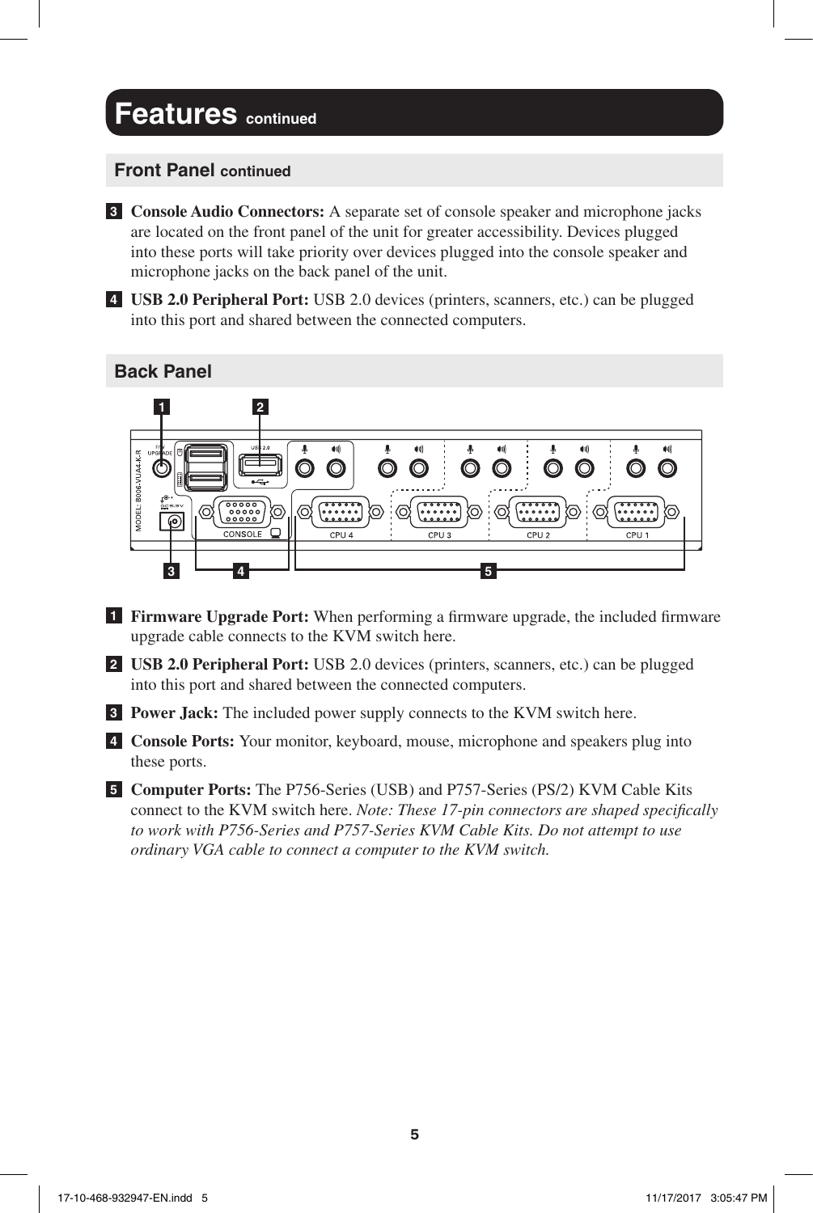# Features continued

## Front Panel continued

3 **Console Audio Connectors:** A separate set of console speaker and microphone jacks are located on the front panel of the unit for greater accessibility. Devices plugged into these ports will take priority over devices plugged into the console speaker and microphone jacks on the back panel of the unit.

4 **USB 2.0 Peripheral Port:** USB 2.0 devices (printers, scanners, etc.) can be plugged into this port and shared between the connected computers.

## Back Panel

1 **Firmware Upgrade Port:** When performing a firmware upgrade, the included firmware upgrade cable connects to the KVM switch here.

2 **USB 2.0 Peripheral Port:** USB 2.0 devices (printers, scanners, etc.) can be plugged into this port and shared between the connected computers.

3 **Power Jack:** The included power supply connects to the KVM switch here.

4 **Console Ports:** Your monitor, keyboard, mouse, microphone and speakers plug into these ports.

5 **Computer Ports:** The P756-Series (USB) and P757-Series (PS/2) KVM Cable Kits connect to the KVM switch here. *Note: These 17-pin connectors are shaped specifically to work with P756-Series and P757-Series KVM Cable Kits. Do not attempt to use ordinary VGA cable to connect a computer to the KVM switch.*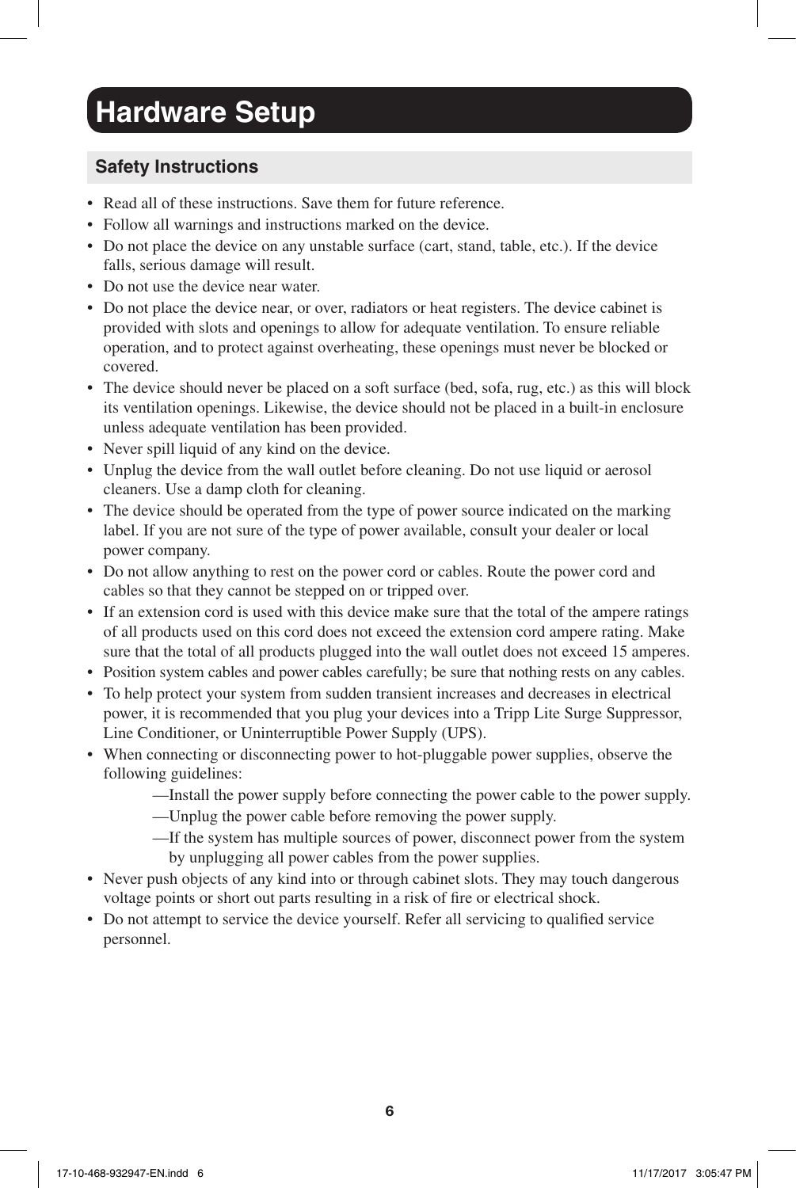# Hardware Setup

## Safety Instructions

- Read all of these instructions. Save them for future reference.
- Follow all warnings and instructions marked on the device.
- Do not place the device on any unstable surface (cart, stand, table, etc.). If the device falls, serious damage will result.
- Do not use the device near water.
- Do not place the device near, or over, radiators or heat registers. The device cabinet is provided with slots and openings to allow for adequate ventilation. To ensure reliable operation, and to protect against overheating, these openings must never be blocked or covered.
- The device should never be placed on a soft surface (bed, sofa, rug, etc.) as this will block its ventilation openings. Likewise, the device should not be placed in a built-in enclosure unless adequate ventilation has been provided.
- Never spill liquid of any kind on the device.
- Unplug the device from the wall outlet before cleaning. Do not use liquid or aerosol cleaners. Use a damp cloth for cleaning.
- The device should be operated from the type of power source indicated on the marking label. If you are not sure of the type of power available, consult your dealer or local power company.
- Do not allow anything to rest on the power cord or cables. Route the power cord and cables so that they cannot be stepped on or tripped over.
- If an extension cord is used with this device make sure that the total of the ampere ratings of all products used on this cord does not exceed the extension cord ampere rating. Make sure that the total of all products plugged into the wall outlet does not exceed 15 amperes.
- Position system cables and power cables carefully; be sure that nothing rests on any cables.
- To help protect your system from sudden transient increases and decreases in electrical power, it is recommended that you plug your devices into a Tripp Lite Surge Suppressor, Line Conditioner, or Uninterruptible Power Supply (UPS).
- When connecting or disconnecting power to hot-pluggable power supplies, observe the following guidelines:
  - —Install the power supply before connecting the power cable to the power supply.
  - —Unplug the power cable before removing the power supply.
  - —If the system has multiple sources of power, disconnect power from the system by unplugging all power cables from the power supplies.
- Never push objects of any kind into or through cabinet slots. They may touch dangerous voltage points or short out parts resulting in a risk of fire or electrical shock.
- Do not attempt to service the device yourself. Refer all servicing to qualified service personnel.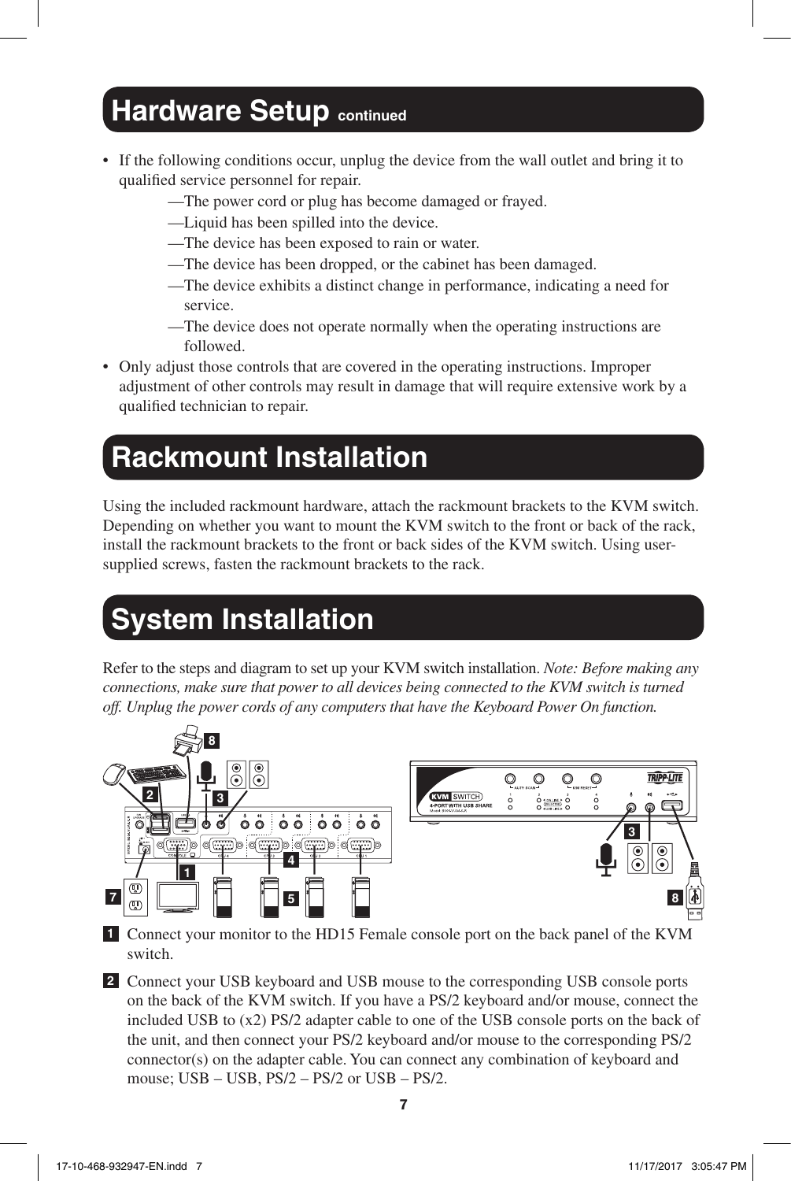## Hardware Setup continued

- If the following conditions occur, unplug the device from the wall outlet and bring it to qualified service personnel for repair.
  - —The power cord or plug has become damaged or frayed.
  - —Liquid has been spilled into the device.
  - —The device has been exposed to rain or water.
  - —The device has been dropped, or the cabinet has been damaged.
  - —The device exhibits a distinct change in performance, indicating a need for service.
  - —The device does not operate normally when the operating instructions are followed.
- Only adjust those controls that are covered in the operating instructions. Improper adjustment of other controls may result in damage that will require extensive work by a qualified technician to repair.

## Rackmount Installation

Using the included rackmount hardware, attach the rackmount brackets to the KVM switch. Depending on whether you want to mount the KVM switch to the front or back of the rack, install the rackmount brackets to the front or back sides of the KVM switch. Using user-supplied screws, fasten the rackmount brackets to the rack.

## System Installation

Refer to the steps and diagram to set up your KVM switch installation. *Note: Before making any connections, make sure that power to all devices being connected to the KVM switch is turned off. Unplug the power cords of any computers that have the Keyboard Power On function.*

**1** Connect your monitor to the HD15 Female console port on the back panel of the KVM switch.

**2** Connect your USB keyboard and USB mouse to the corresponding USB console ports on the back of the KVM switch. If you have a PS/2 keyboard and/or mouse, connect the included USB to (x2) PS/2 adapter cable to one of the USB console ports on the back of the unit, and then connect your PS/2 keyboard and/or mouse to the corresponding PS/2 connector(s) on the adapter cable. You can connect any combination of keyboard and mouse; USB – USB, PS/2 – PS/2 or USB – PS/2.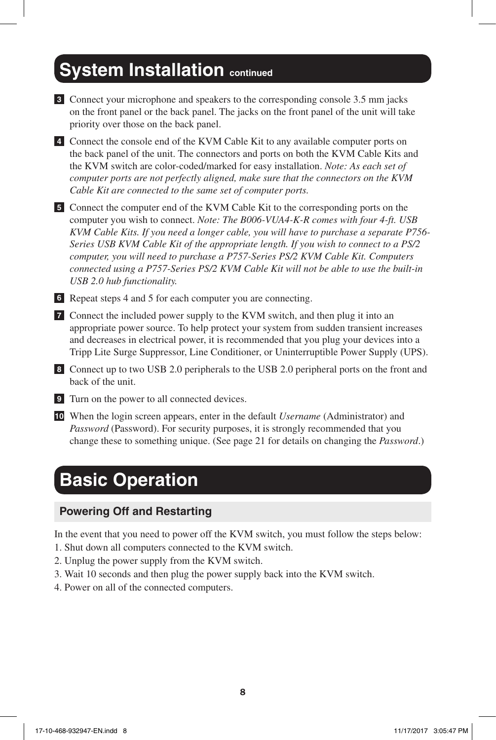## System Installation continued

3. Connect your microphone and speakers to the corresponding console 3.5 mm jacks on the front panel or the back panel. The jacks on the front panel of the unit will take priority over those on the back panel.

4. Connect the console end of the KVM Cable Kit to any available computer ports on the back panel of the unit. The connectors and ports on both the KVM Cable Kits and the KVM switch are color-coded/marked for easy installation. *Note: As each set of computer ports are not perfectly aligned, make sure that the connectors on the KVM Cable Kit are connected to the same set of computer ports.*

5. Connect the computer end of the KVM Cable Kit to the corresponding ports on the computer you wish to connect. *Note: The B006-VUA4-K-R comes with four 4-ft. USB KVM Cable Kits. If you need a longer cable, you will have to purchase a separate P756-Series USB KVM Cable Kit of the appropriate length. If you wish to connect to a PS/2 computer, you will need to purchase a P757-Series PS/2 KVM Cable Kit. Computers connected using a P757-Series PS/2 KVM Cable Kit will not be able to use the built-in USB 2.0 hub functionality.*

6. Repeat steps 4 and 5 for each computer you are connecting.

7. Connect the included power supply to the KVM switch, and then plug it into an appropriate power source. To help protect your system from sudden transient increases and decreases in electrical power, it is recommended that you plug your devices into a Tripp Lite Surge Suppressor, Line Conditioner, or Uninterruptible Power Supply (UPS).

8. Connect up to two USB 2.0 peripherals to the USB 2.0 peripheral ports on the front and back of the unit.

9. Turn on the power to all connected devices.

10. When the login screen appears, enter in the default *Username* (Administrator) and *Password* (Password). For security purposes, it is strongly recommended that you change these to something unique. (See page 21 for details on changing the *Password*.)

## Basic Operation

### Powering Off and Restarting

In the event that you need to power off the KVM switch, you must follow the steps below:

1. Shut down all computers connected to the KVM switch.
2. Unplug the power supply from the KVM switch.
3. Wait 10 seconds and then plug the power supply back into the KVM switch.
4. Power on all of the connected computers.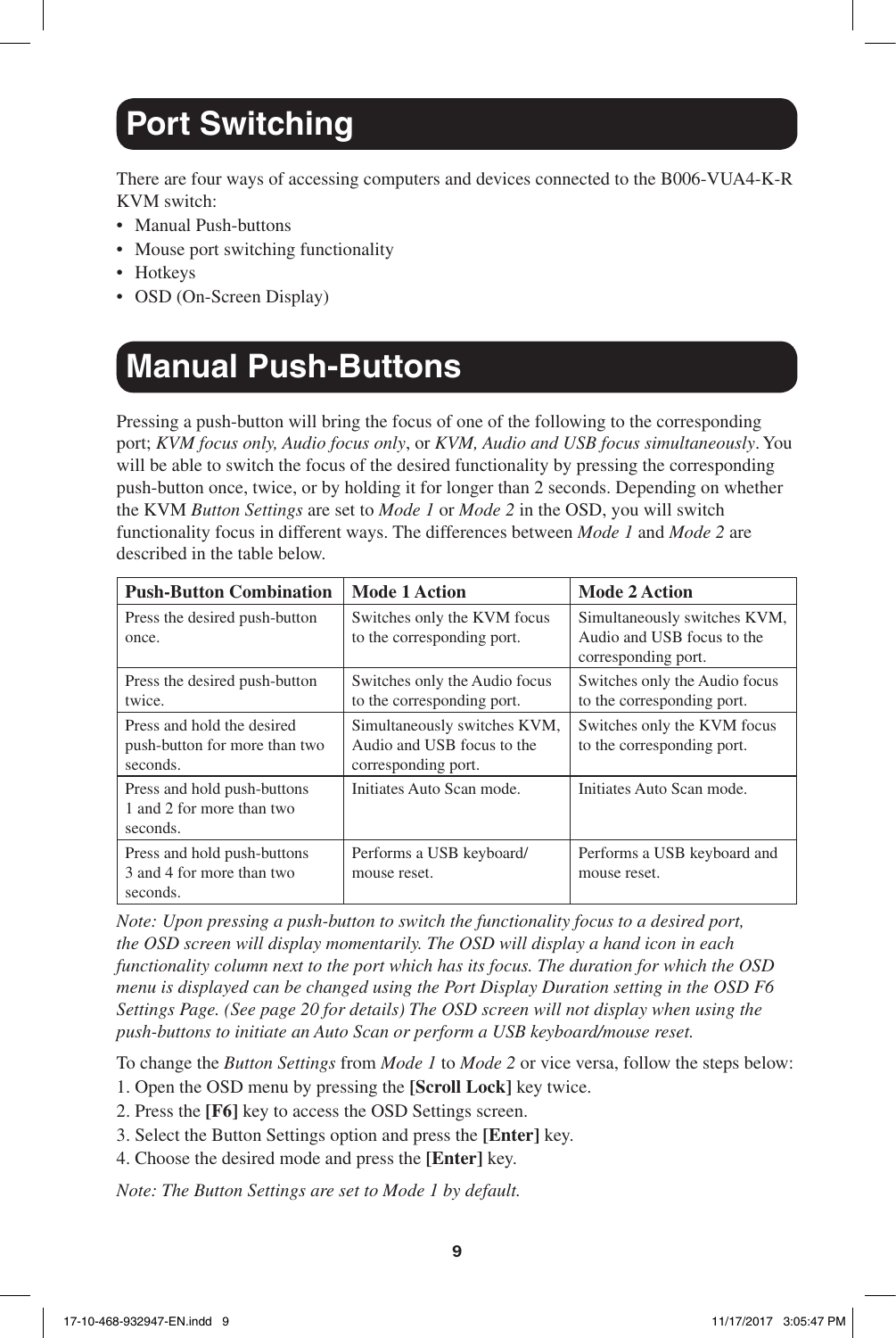# Port Switching

There are four ways of accessing computers and devices connected to the B006-VUA4-K-R KVM switch:

- Manual Push-buttons
- Mouse port switching functionality
- Hotkeys
- OSD (On-Screen Display)

# Manual Push-Buttons

Pressing a push-button will bring the focus of one of the following to the corresponding port; *KVM focus only, Audio focus only*, or *KVM, Audio and USB focus simultaneously*. You will be able to switch the focus of the desired functionality by pressing the corresponding push-button once, twice, or by holding it for longer than 2 seconds. Depending on whether the KVM *Button Settings* are set to *Mode 1* or *Mode 2* in the OSD, you will switch functionality focus in different ways. The differences between *Mode 1* and *Mode 2* are described in the table below.

| Push-Button Combination | Mode 1 Action | Mode 2 Action |
| --- | --- | --- |
| Press the desired push-button once. | Switches only the KVM focus to the corresponding port. | Simultaneously switches KVM, Audio and USB focus to the corresponding port. |
| Press the desired push-button twice. | Switches only the Audio focus to the corresponding port. | Switches only the Audio focus to the corresponding port. |
| Press and hold the desired push-button for more than two seconds. | Simultaneously switches KVM, Audio and USB focus to the corresponding port. | Switches only the KVM focus to the corresponding port. |
| Press and hold push-buttons 1 and 2 for more than two seconds. | Initiates Auto Scan mode. | Initiates Auto Scan mode. |
| Press and hold push-buttons 3 and 4 for more than two seconds. | Performs a USB keyboard/ mouse reset. | Performs a USB keyboard and mouse reset. |

*Note: Upon pressing a push-button to switch the functionality focus to a desired port, the OSD screen will display momentarily. The OSD will display a hand icon in each functionality column next to the port which has its focus. The duration for which the OSD menu is displayed can be changed using the Port Display Duration setting in the OSD F6 Settings Page. (See page 20 for details) The OSD screen will not display when using the push-buttons to initiate an Auto Scan or perform a USB keyboard/mouse reset.*

To change the *Button Settings* from *Mode 1* to *Mode 2* or vice versa, follow the steps below:

1. Open the OSD menu by pressing the **[Scroll Lock]** key twice.
2. Press the **[F6]** key to access the OSD Settings screen.
3. Select the Button Settings option and press the **[Enter]** key.
4. Choose the desired mode and press the **[Enter]** key.

*Note: The Button Settings are set to Mode 1 by default.*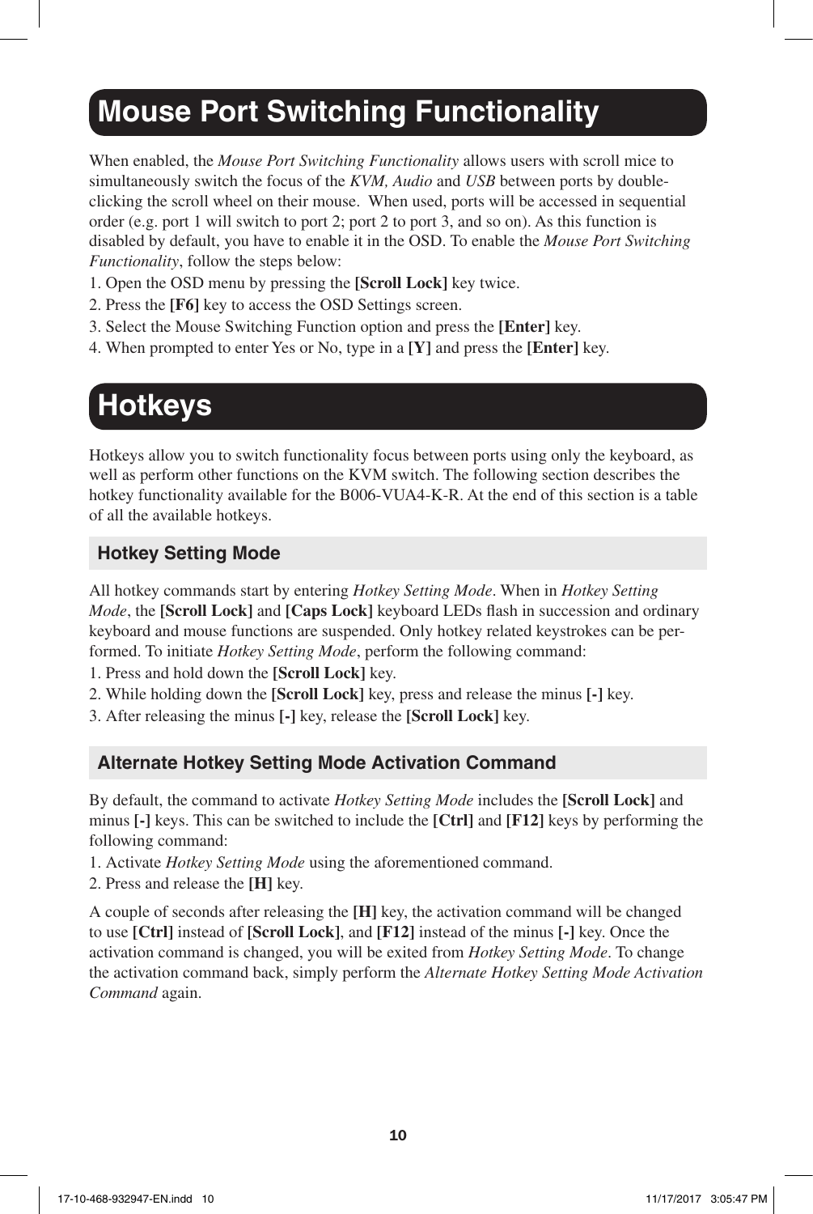# Mouse Port Switching Functionality

When enabled, the *Mouse Port Switching Functionality* allows users with scroll mice to simultaneously switch the focus of the *KVM, Audio* and *USB* between ports by double-clicking the scroll wheel on their mouse. When used, ports will be accessed in sequential order (e.g. port 1 will switch to port 2; port 2 to port 3, and so on). As this function is disabled by default, you have to enable it in the OSD. To enable the *Mouse Port Switching Functionality*, follow the steps below:

1. Open the OSD menu by pressing the **[Scroll Lock]** key twice.
2. Press the **[F6]** key to access the OSD Settings screen.
3. Select the Mouse Switching Function option and press the **[Enter]** key.
4. When prompted to enter Yes or No, type in a **[Y]** and press the **[Enter]** key.

# Hotkeys

Hotkeys allow you to switch functionality focus between ports using only the keyboard, as well as perform other functions on the KVM switch. The following section describes the hotkey functionality available for the B006-VUA4-K-R. At the end of this section is a table of all the available hotkeys.

## Hotkey Setting Mode

All hotkey commands start by entering *Hotkey Setting Mode*. When in *Hotkey Setting Mode*, the **[Scroll Lock]** and **[Caps Lock]** keyboard LEDs flash in succession and ordinary keyboard and mouse functions are suspended. Only hotkey related keystrokes can be performed. To initiate *Hotkey Setting Mode*, perform the following command:

1. Press and hold down the **[Scroll Lock]** key.
2. While holding down the **[Scroll Lock]** key, press and release the minus **[-]** key.
3. After releasing the minus **[-]** key, release the **[Scroll Lock]** key.

## Alternate Hotkey Setting Mode Activation Command

By default, the command to activate *Hotkey Setting Mode* includes the **[Scroll Lock]** and minus **[-]** keys. This can be switched to include the **[Ctrl]** and **[F12]** keys by performing the following command:

1. Activate *Hotkey Setting Mode* using the aforementioned command.
2. Press and release the **[H]** key.

A couple of seconds after releasing the **[H]** key, the activation command will be changed to use **[Ctrl]** instead of **[Scroll Lock]**, and **[F12]** instead of the minus **[-]** key. Once the activation command is changed, you will be exited from *Hotkey Setting Mode*. To change the activation command back, simply perform the *Alternate Hotkey Setting Mode Activation Command* again.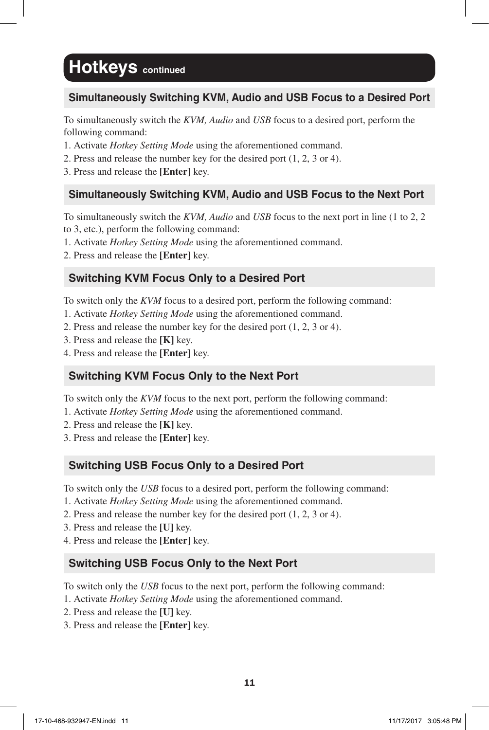## Hotkeys continued

### Simultaneously Switching KVM, Audio and USB Focus to a Desired Port

To simultaneously switch the *KVM, Audio* and *USB* focus to a desired port, perform the following command:

1. Activate *Hotkey Setting Mode* using the aforementioned command.
2. Press and release the number key for the desired port (1, 2, 3 or 4).
3. Press and release the **[Enter]** key.

### Simultaneously Switching KVM, Audio and USB Focus to the Next Port

To simultaneously switch the *KVM, Audio* and *USB* focus to the next port in line (1 to 2, 2 to 3, etc.), perform the following command:

1. Activate *Hotkey Setting Mode* using the aforementioned command.
2. Press and release the **[Enter]** key.

### Switching KVM Focus Only to a Desired Port

To switch only the *KVM* focus to a desired port, perform the following command:

1. Activate *Hotkey Setting Mode* using the aforementioned command.
2. Press and release the number key for the desired port (1, 2, 3 or 4).
3. Press and release the **[K]** key.
4. Press and release the **[Enter]** key.

### Switching KVM Focus Only to the Next Port

To switch only the *KVM* focus to the next port, perform the following command:

1. Activate *Hotkey Setting Mode* using the aforementioned command.
2. Press and release the **[K]** key.
3. Press and release the **[Enter]** key.

### Switching USB Focus Only to a Desired Port

To switch only the *USB* focus to a desired port, perform the following command:

1. Activate *Hotkey Setting Mode* using the aforementioned command.
2. Press and release the number key for the desired port (1, 2, 3 or 4).
3. Press and release the **[U]** key.
4. Press and release the **[Enter]** key.

### Switching USB Focus Only to the Next Port

To switch only the *USB* focus to the next port, perform the following command:

1. Activate *Hotkey Setting Mode* using the aforementioned command.
2. Press and release the **[U]** key.
3. Press and release the **[Enter]** key.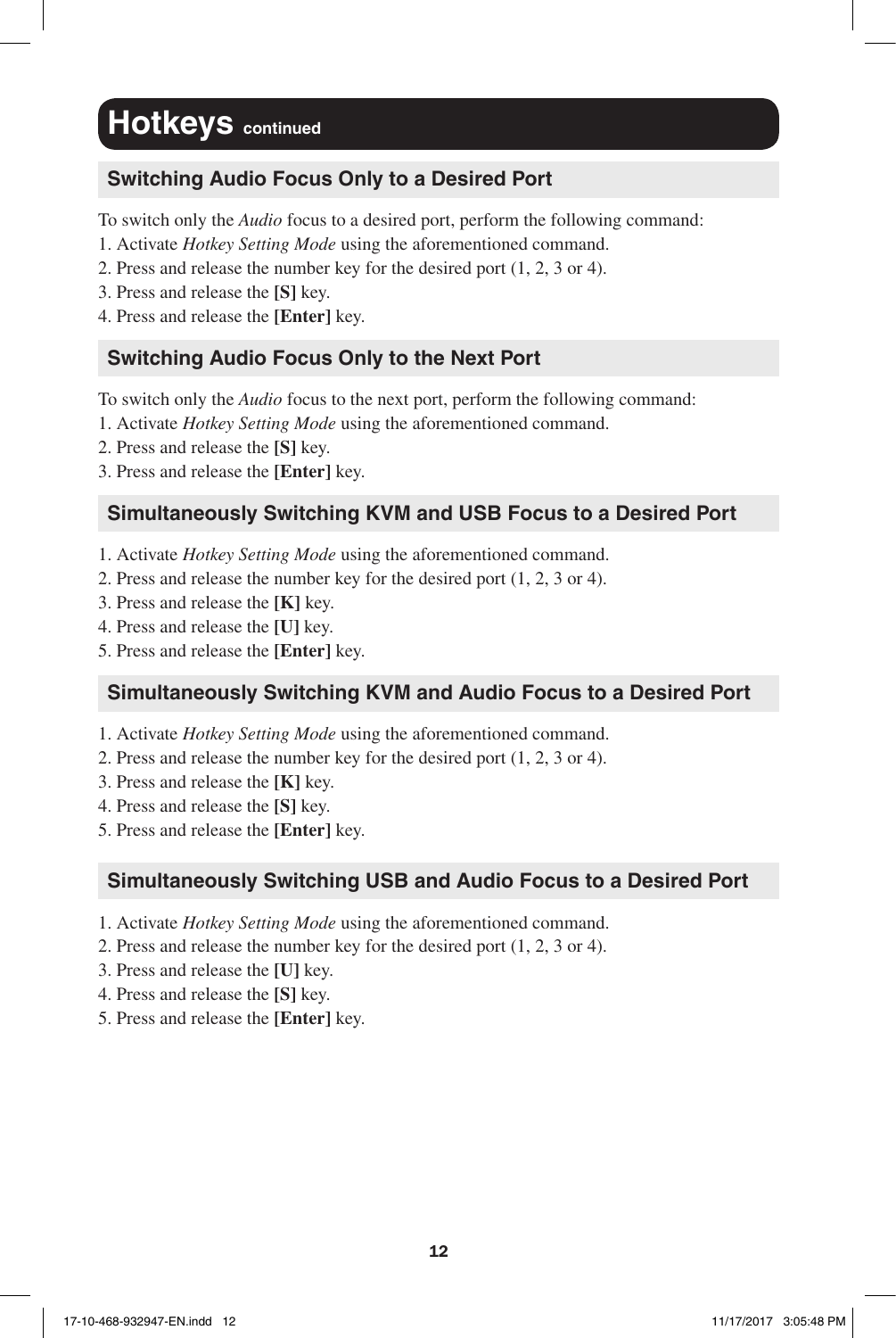# Hotkeys continued

## Switching Audio Focus Only to a Desired Port

To switch only the *Audio* focus to a desired port, perform the following command:

1. Activate *Hotkey Setting Mode* using the aforementioned command.
2. Press and release the number key for the desired port (1, 2, 3 or 4).
3. Press and release the **[S]** key.
4. Press and release the **[Enter]** key.

## Switching Audio Focus Only to the Next Port

To switch only the *Audio* focus to the next port, perform the following command:

1. Activate *Hotkey Setting Mode* using the aforementioned command.
2. Press and release the **[S]** key.
3. Press and release the **[Enter]** key.

## Simultaneously Switching KVM and USB Focus to a Desired Port

1. Activate *Hotkey Setting Mode* using the aforementioned command.
2. Press and release the number key for the desired port (1, 2, 3 or 4).
3. Press and release the **[K]** key.
4. Press and release the **[U]** key.
5. Press and release the **[Enter]** key.

## Simultaneously Switching KVM and Audio Focus to a Desired Port

1. Activate *Hotkey Setting Mode* using the aforementioned command.
2. Press and release the number key for the desired port (1, 2, 3 or 4).
3. Press and release the **[K]** key.
4. Press and release the **[S]** key.
5. Press and release the **[Enter]** key.

## Simultaneously Switching USB and Audio Focus to a Desired Port

1. Activate *Hotkey Setting Mode* using the aforementioned command.
2. Press and release the number key for the desired port (1, 2, 3 or 4).
3. Press and release the **[U]** key.
4. Press and release the **[S]** key.
5. Press and release the **[Enter]** key.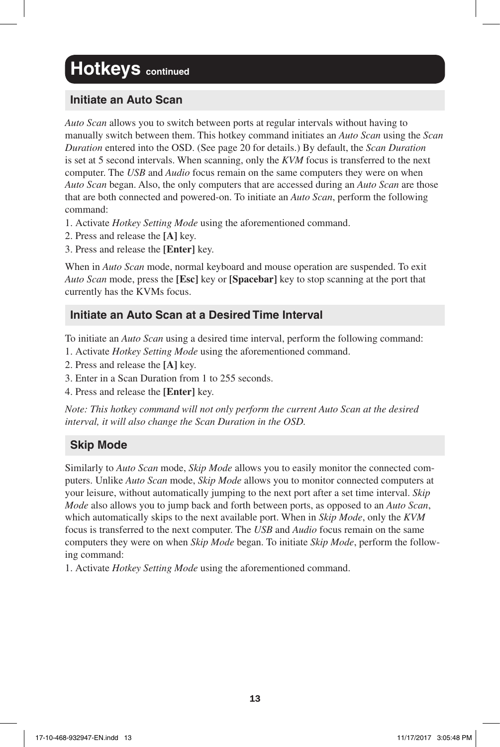# Hotkeys continued

## Initiate an Auto Scan

*Auto Scan* allows you to switch between ports at regular intervals without having to manually switch between them. This hotkey command initiates an *Auto Scan* using the *Scan Duration* entered into the OSD. (See page 20 for details.) By default, the *Scan Duration* is set at 5 second intervals. When scanning, only the *KVM* focus is transferred to the next computer. The *USB* and *Audio* focus remain on the same computers they were on when *Auto Scan* began. Also, the only computers that are accessed during an *Auto Scan* are those that are both connected and powered-on. To initiate an *Auto Scan*, perform the following command:

1. Activate *Hotkey Setting Mode* using the aforementioned command.
2. Press and release the **[A]** key.
3. Press and release the **[Enter]** key.

When in *Auto Scan* mode, normal keyboard and mouse operation are suspended. To exit *Auto Scan* mode, press the **[Esc]** key or **[Spacebar]** key to stop scanning at the port that currently has the KVMs focus.

## Initiate an Auto Scan at a Desired Time Interval

To initiate an *Auto Scan* using a desired time interval, perform the following command:

1. Activate *Hotkey Setting Mode* using the aforementioned command.
2. Press and release the **[A]** key.
3. Enter in a Scan Duration from 1 to 255 seconds.
4. Press and release the **[Enter]** key.

*Note: This hotkey command will not only perform the current Auto Scan at the desired interval, it will also change the Scan Duration in the OSD.*

## Skip Mode

Similarly to *Auto Scan* mode, *Skip Mode* allows you to easily monitor the connected computers. Unlike *Auto Scan* mode, *Skip Mode* allows you to monitor connected computers at your leisure, without automatically jumping to the next port after a set time interval. *Skip Mode* also allows you to jump back and forth between ports, as opposed to an *Auto Scan*, which automatically skips to the next available port. When in *Skip Mode*, only the *KVM* focus is transferred to the next computer. The *USB* and *Audio* focus remain on the same computers they were on when *Skip Mode* began. To initiate *Skip Mode*, perform the following command:

1. Activate *Hotkey Setting Mode* using the aforementioned command.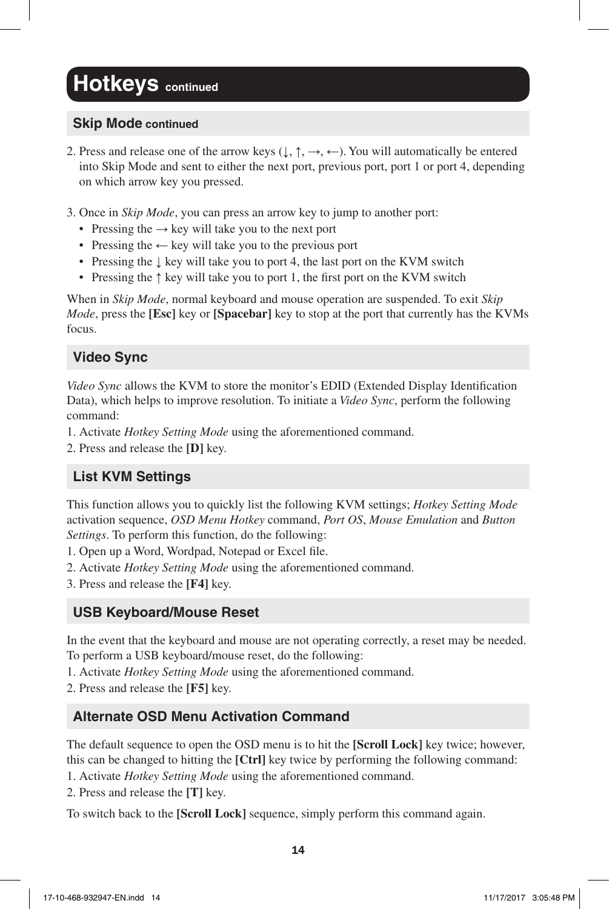# Hotkeys continued

## Skip Mode continued

2. Press and release one of the arrow keys (↓, ↑, →, ←). You will automatically be entered into Skip Mode and sent to either the next port, previous port, port 1 or port 4, depending on which arrow key you pressed.

3. Once in *Skip Mode*, you can press an arrow key to jump to another port:
   - Pressing the → key will take you to the next port
   - Pressing the ← key will take you to the previous port
   - Pressing the ↓ key will take you to port 4, the last port on the KVM switch
   - Pressing the ↑ key will take you to port 1, the first port on the KVM switch

When in *Skip Mode*, normal keyboard and mouse operation are suspended. To exit *Skip Mode*, press the **[Esc]** key or **[Spacebar]** key to stop at the port that currently has the KVMs focus.

## Video Sync

*Video Sync* allows the KVM to store the monitor's EDID (Extended Display Identification Data), which helps to improve resolution. To initiate a *Video Sync*, perform the following command:

1. Activate *Hotkey Setting Mode* using the aforementioned command.
2. Press and release the **[D]** key.

## List KVM Settings

This function allows you to quickly list the following KVM settings; *Hotkey Setting Mode* activation sequence, *OSD Menu Hotkey* command, *Port OS*, *Mouse Emulation* and *Button Settings*. To perform this function, do the following:

1. Open up a Word, Wordpad, Notepad or Excel file.
2. Activate *Hotkey Setting Mode* using the aforementioned command.
3. Press and release the **[F4]** key.

## USB Keyboard/Mouse Reset

In the event that the keyboard and mouse are not operating correctly, a reset may be needed. To perform a USB keyboard/mouse reset, do the following:

1. Activate *Hotkey Setting Mode* using the aforementioned command.
2. Press and release the **[F5]** key.

## Alternate OSD Menu Activation Command

The default sequence to open the OSD menu is to hit the **[Scroll Lock]** key twice; however, this can be changed to hitting the **[Ctrl]** key twice by performing the following command:

1. Activate *Hotkey Setting Mode* using the aforementioned command.
2. Press and release the **[T]** key.

To switch back to the **[Scroll Lock]** sequence, simply perform this command again.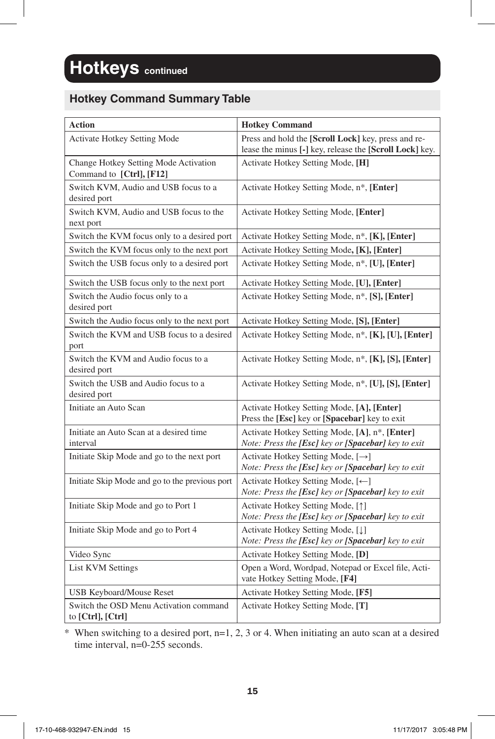# Hotkeys continued

## Hotkey Command Summary Table

| Action | Hotkey Command |
|---|---|
| Activate Hotkey Setting Mode | Press and hold the **[Scroll Lock]** key, press and release the minus **[-]** key, release the **[Scroll Lock]** key. |
| Change Hotkey Setting Mode Activation Command to **[Ctrl], [F12]** | Activate Hotkey Setting Mode, **[H]** |
| Switch KVM, Audio and USB focus to a desired port | Activate Hotkey Setting Mode, n*, **[Enter]** |
| Switch KVM, Audio and USB focus to the next port | Activate Hotkey Setting Mode, **[Enter]** |
| Switch the KVM focus only to a desired port | Activate Hotkey Setting Mode, n*, **[K], [Enter]** |
| Switch the KVM focus only to the next port | Activate Hotkey Setting Mode**, [K], [Enter]** |
| Switch the USB focus only to a desired port | Activate Hotkey Setting Mode, n*, **[U], [Enter]** |
| Switch the USB focus only to the next port | Activate Hotkey Setting Mode, **[U], [Enter]** |
| Switch the Audio focus only to a desired port | Activate Hotkey Setting Mode, n*, **[S], [Enter]** |
| Switch the Audio focus only to the next port | Activate Hotkey Setting Mode, **[S], [Enter]** |
| Switch the KVM and USB focus to a desired port | Activate Hotkey Setting Mode, n*, **[K], [U], [Enter]** |
| Switch the KVM and Audio focus to a desired port | Activate Hotkey Setting Mode, n*, **[K], [S], [Enter]** |
| Switch the USB and Audio focus to a desired port | Activate Hotkey Setting Mode, n*, **[U], [S], [Enter]** |
| Initiate an Auto Scan | Activate Hotkey Setting Mode, **[A], [Enter]**<br>Press the **[Esc]** key or **[Spacebar]** key to exit |
| Initiate an Auto Scan at a desired time interval | Activate Hotkey Setting Mode, **[A]**, n*, **[Enter]**<br>*Note: Press the **[Esc]** key or **[Spacebar]** key to exit* |
| Initiate Skip Mode and go to the next port | Activate Hotkey Setting Mode, [→]<br>*Note: Press the **[Esc]** key or **[Spacebar]** key to exit* |
| Initiate Skip Mode and go to the previous port | Activate Hotkey Setting Mode, [←]<br>*Note: Press the **[Esc]** key or **[Spacebar]** key to exit* |
| Initiate Skip Mode and go to Port 1 | Activate Hotkey Setting Mode, [↑]<br>*Note: Press the **[Esc]** key or **[Spacebar]** key to exit* |
| Initiate Skip Mode and go to Port 4 | Activate Hotkey Setting Mode, [↓]<br>*Note: Press the **[Esc]** key or **[Spacebar]** key to exit* |
| Video Sync | Activate Hotkey Setting Mode, **[D]** |
| List KVM Settings | Open a Word, Wordpad, Notepad or Excel file, Activate Hotkey Setting Mode, **[F4]** |
| USB Keyboard/Mouse Reset | Activate Hotkey Setting Mode, **[F5]** |
| Switch the OSD Menu Activation command to **[Ctrl], [Ctrl]** | Activate Hotkey Setting Mode, **[T]** |

\* When switching to a desired port, n=1, 2, 3 or 4. When initiating an auto scan at a desired time interval, n=0-255 seconds.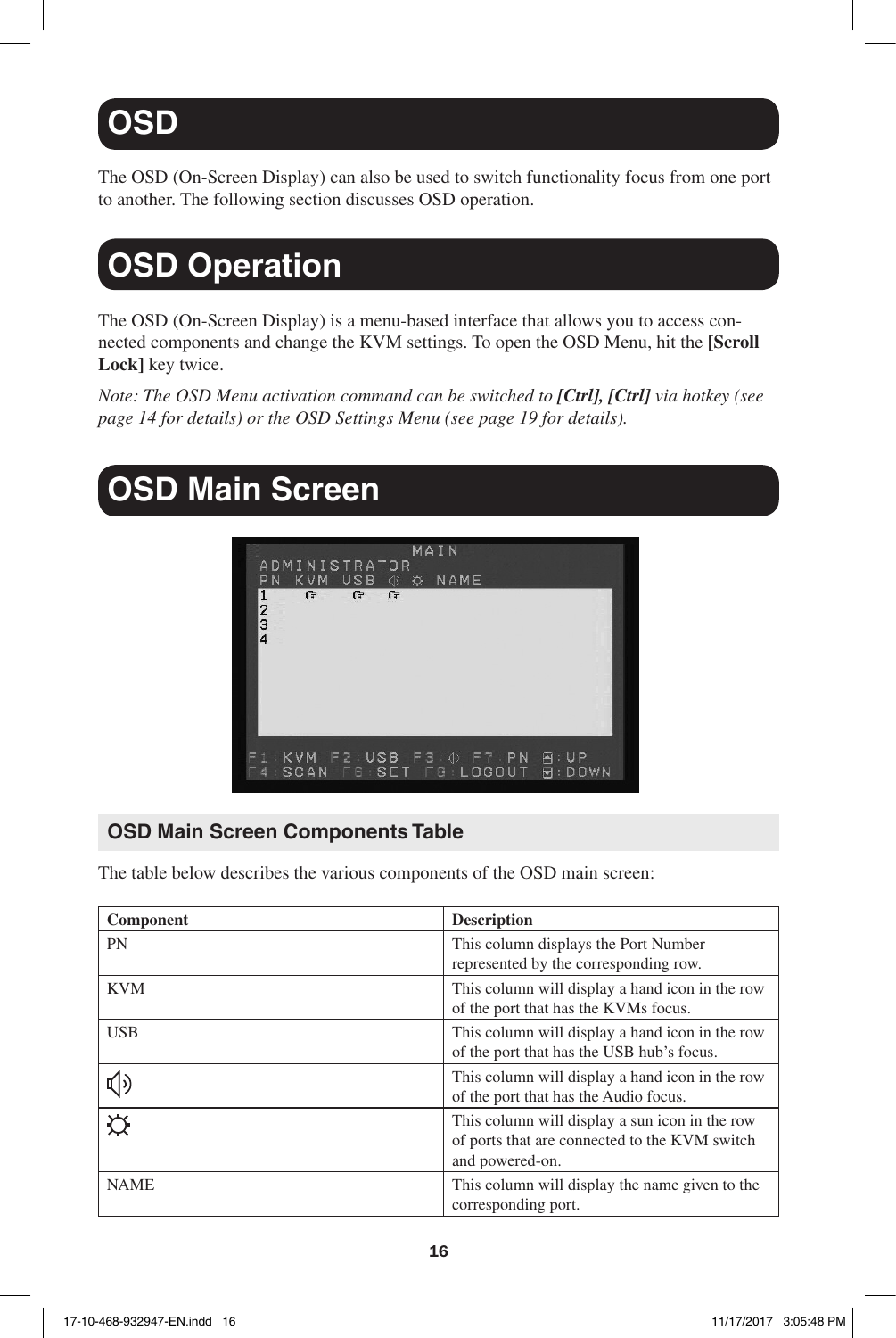# OSD

The OSD (On-Screen Display) can also be used to switch functionality focus from one port to another. The following section discusses OSD operation.

# OSD Operation

The OSD (On-Screen Display) is a menu-based interface that allows you to access connected components and change the KVM settings. To open the OSD Menu, hit the **[Scroll Lock]** key twice.

*Note: The OSD Menu activation command can be switched to* ***[Ctrl], [Ctrl]*** *via hotkey (see page 14 for details) or the OSD Settings Menu (see page 19 for details).*

# OSD Main Screen

## OSD Main Screen Components Table

The table below describes the various components of the OSD main screen:

| Component | Description |
|---|---|
| PN | This column displays the Port Number represented by the corresponding row. |
| KVM | This column will display a hand icon in the row of the port that has the KVMs focus. |
| USB | This column will display a hand icon in the row of the port that has the USB hub's focus. |
| 🔈 | This column will display a hand icon in the row of the port that has the Audio focus. |
| ☼ | This column will display a sun icon in the row of ports that are connected to the KVM switch and powered-on. |
| NAME | This column will display the name given to the corresponding port. |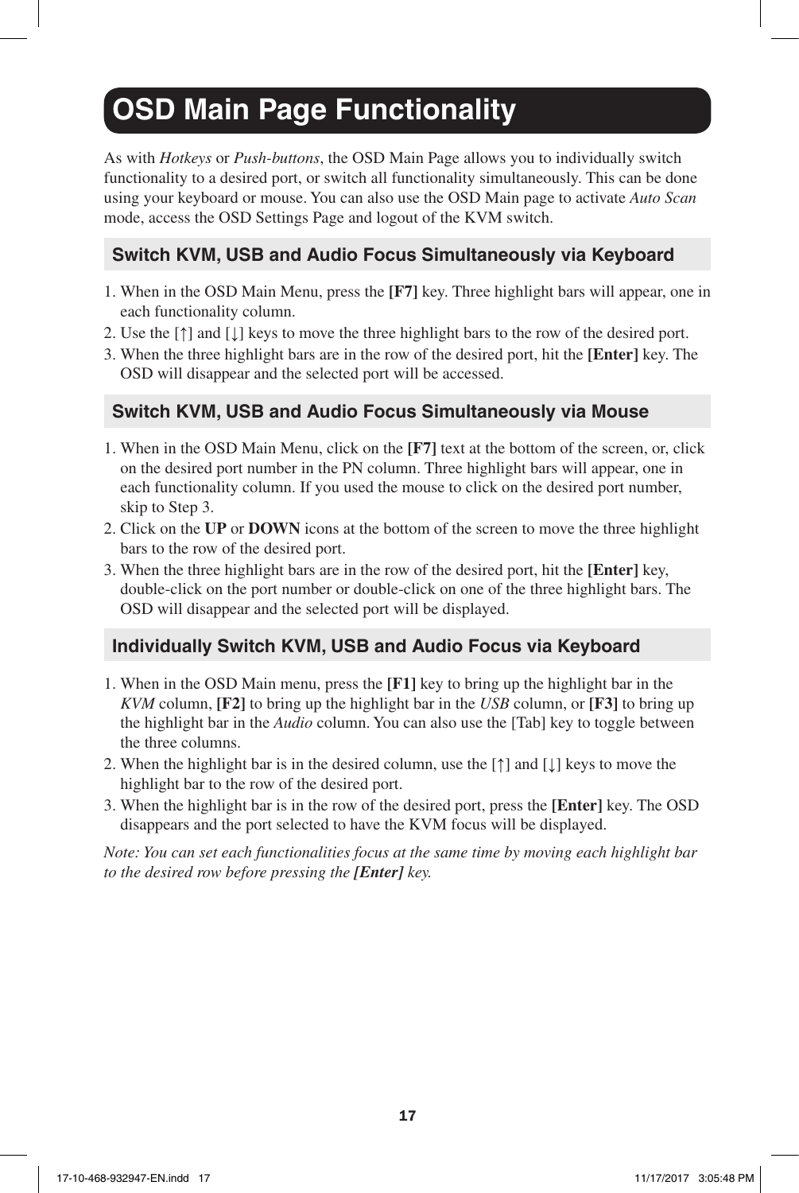# OSD Main Page Functionality

As with *Hotkeys* or *Push-buttons*, the OSD Main Page allows you to individually switch functionality to a desired port, or switch all functionality simultaneously. This can be done using your keyboard or mouse. You can also use the OSD Main page to activate *Auto Scan* mode, access the OSD Settings Page and logout of the KVM switch.

## Switch KVM, USB and Audio Focus Simultaneously via Keyboard

1. When in the OSD Main Menu, press the **[F7]** key. Three highlight bars will appear, one in each functionality column.
2. Use the [↑] and [↓] keys to move the three highlight bars to the row of the desired port.
3. When the three highlight bars are in the row of the desired port, hit the **[Enter]** key. The OSD will disappear and the selected port will be accessed.

## Switch KVM, USB and Audio Focus Simultaneously via Mouse

1. When in the OSD Main Menu, click on the **[F7]** text at the bottom of the screen, or, click on the desired port number in the PN column. Three highlight bars will appear, one in each functionality column. If you used the mouse to click on the desired port number, skip to Step 3.
2. Click on the **UP** or **DOWN** icons at the bottom of the screen to move the three highlight bars to the row of the desired port.
3. When the three highlight bars are in the row of the desired port, hit the **[Enter]** key, double-click on the port number or double-click on one of the three highlight bars. The OSD will disappear and the selected port will be displayed.

## Individually Switch KVM, USB and Audio Focus via Keyboard

1. When in the OSD Main menu, press the **[F1]** key to bring up the highlight bar in the *KVM* column, **[F2]** to bring up the highlight bar in the *USB* column, or **[F3]** to bring up the highlight bar in the *Audio* column. You can also use the [Tab] key to toggle between the three columns.
2. When the highlight bar is in the desired column, use the [↑] and [↓] keys to move the highlight bar to the row of the desired port.
3. When the highlight bar is in the row of the desired port, press the **[Enter]** key. The OSD disappears and the port selected to have the KVM focus will be displayed.

*Note: You can set each functionalities focus at the same time by moving each highlight bar to the desired row before pressing the **[Enter]** key.*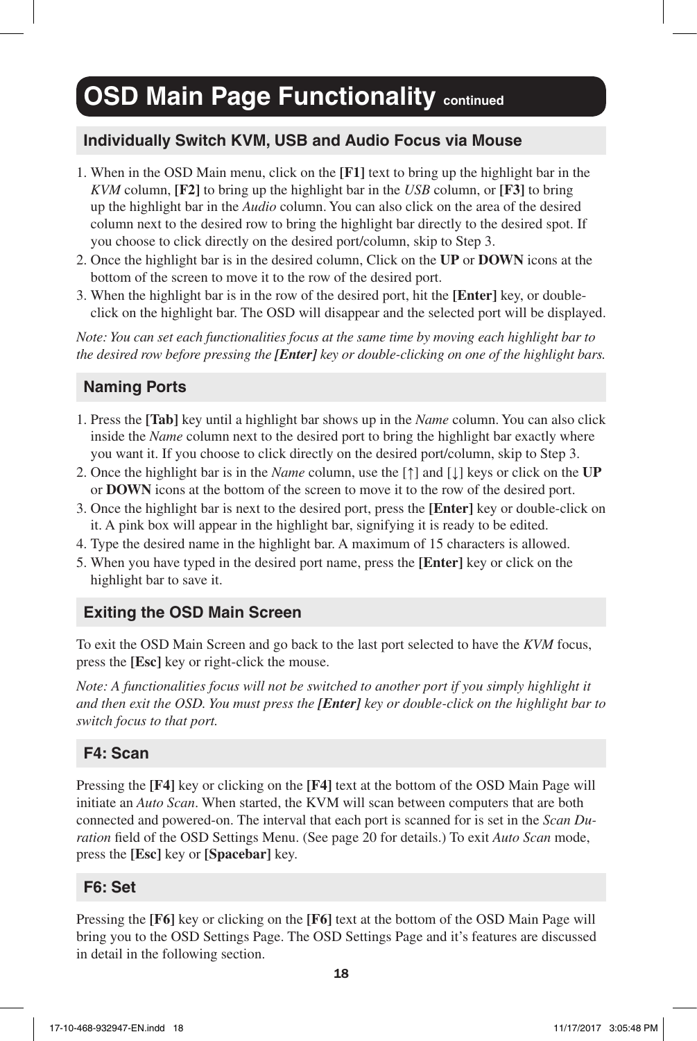# OSD Main Page Functionality continued

## Individually Switch KVM, USB and Audio Focus via Mouse

1. When in the OSD Main menu, click on the **[F1]** text to bring up the highlight bar in the *KVM* column, **[F2]** to bring up the highlight bar in the *USB* column, or **[F3]** to bring up the highlight bar in the *Audio* column. You can also click on the area of the desired column next to the desired row to bring the highlight bar directly to the desired spot. If you choose to click directly on the desired port/column, skip to Step 3.
2. Once the highlight bar is in the desired column, Click on the **UP** or **DOWN** icons at the bottom of the screen to move it to the row of the desired port.
3. When the highlight bar is in the row of the desired port, hit the **[Enter]** key, or double-click on the highlight bar. The OSD will disappear and the selected port will be displayed.

*Note: You can set each functionalities focus at the same time by moving each highlight bar to the desired row before pressing the* ***[Enter]*** *key or double-clicking on one of the highlight bars.*

## Naming Ports

1. Press the **[Tab]** key until a highlight bar shows up in the *Name* column. You can also click inside the *Name* column next to the desired port to bring the highlight bar exactly where you want it. If you choose to click directly on the desired port/column, skip to Step 3.
2. Once the highlight bar is in the *Name* column, use the [↑] and [↓] keys or click on the **UP** or **DOWN** icons at the bottom of the screen to move it to the row of the desired port.
3. Once the highlight bar is next to the desired port, press the **[Enter]** key or double-click on it. A pink box will appear in the highlight bar, signifying it is ready to be edited.
4. Type the desired name in the highlight bar. A maximum of 15 characters is allowed.
5. When you have typed in the desired port name, press the **[Enter]** key or click on the highlight bar to save it.

## Exiting the OSD Main Screen

To exit the OSD Main Screen and go back to the last port selected to have the *KVM* focus, press the **[Esc]** key or right-click the mouse.

*Note: A functionalities focus will not be switched to another port if you simply highlight it and then exit the OSD. You must press the* ***[Enter]*** *key or double-click on the highlight bar to switch focus to that port.*

## F4: Scan

Pressing the **[F4]** key or clicking on the **[F4]** text at the bottom of the OSD Main Page will initiate an *Auto Scan*. When started, the KVM will scan between computers that are both connected and powered-on. The interval that each port is scanned for is set in the *Scan Duration* field of the OSD Settings Menu. (See page 20 for details.) To exit *Auto Scan* mode, press the **[Esc]** key or **[Spacebar]** key.

## F6: Set

Pressing the **[F6]** key or clicking on the **[F6]** text at the bottom of the OSD Main Page will bring you to the OSD Settings Page. The OSD Settings Page and it's features are discussed in detail in the following section.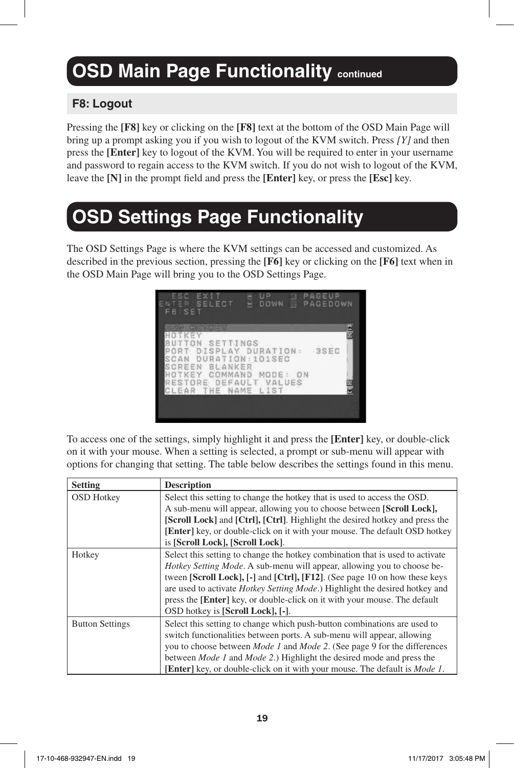# OSD Main Page Functionality continued

## F8: Logout

Pressing the **[F8]** key or clicking on the **[F8]** text at the bottom of the OSD Main Page will bring up a prompt asking you if you wish to logout of the KVM switch. Press *[Y]* and then press the **[Enter]** key to logout of the KVM. You will be required to enter in your username and password to regain access to the KVM switch. If you do not wish to logout of the KVM, leave the **[N]** in the prompt field and press the **[Enter]** key, or press the **[Esc]** key.

# OSD Settings Page Functionality

The OSD Settings Page is where the KVM settings can be accessed and customized. As described in the previous section, pressing the **[F6]** key or clicking on the **[F6]** text when in the OSD Main Page will bring you to the OSD Settings Page.

To access one of the settings, simply highlight it and press the **[Enter]** key, or double-click on it with your mouse. When a setting is selected, a prompt or sub-menu will appear with options for changing that setting. The table below describes the settings found in this menu.

| Setting | Description |
|---|---|
| OSD Hotkey | Select this setting to change the hotkey that is used to access the OSD. A sub-menu will appear, allowing you to choose between **[Scroll Lock], [Scroll Lock]** and **[Ctrl], [Ctrl]**. Highlight the desired hotkey and press the **[Enter]** key, or double-click on it with your mouse. The default OSD hotkey is **[Scroll Lock], [Scroll Lock]**. |
| Hotkey | Select this setting to change the hotkey combination that is used to activate *Hotkey Setting Mode*. A sub-menu will appear, allowing you to choose between **[Scroll Lock], [-]** and **[Ctrl], [F12]**. (See page 10 on how these keys are used to activate *Hotkey Setting Mode*.) Highlight the desired hotkey and press the **[Enter]** key, or double-click on it with your mouse. The default OSD hotkey is **[Scroll Lock], [-]**. |
| Button Settings | Select this setting to change which push-button combinations are used to switch functionalities between ports. A sub-menu will appear, allowing you to choose between *Mode 1* and *Mode 2*. (See page 9 for the differences between *Mode 1* and *Mode 2*.) Highlight the desired mode and press the **[Enter]** key, or double-click on it with your mouse. The default is *Mode 1*. |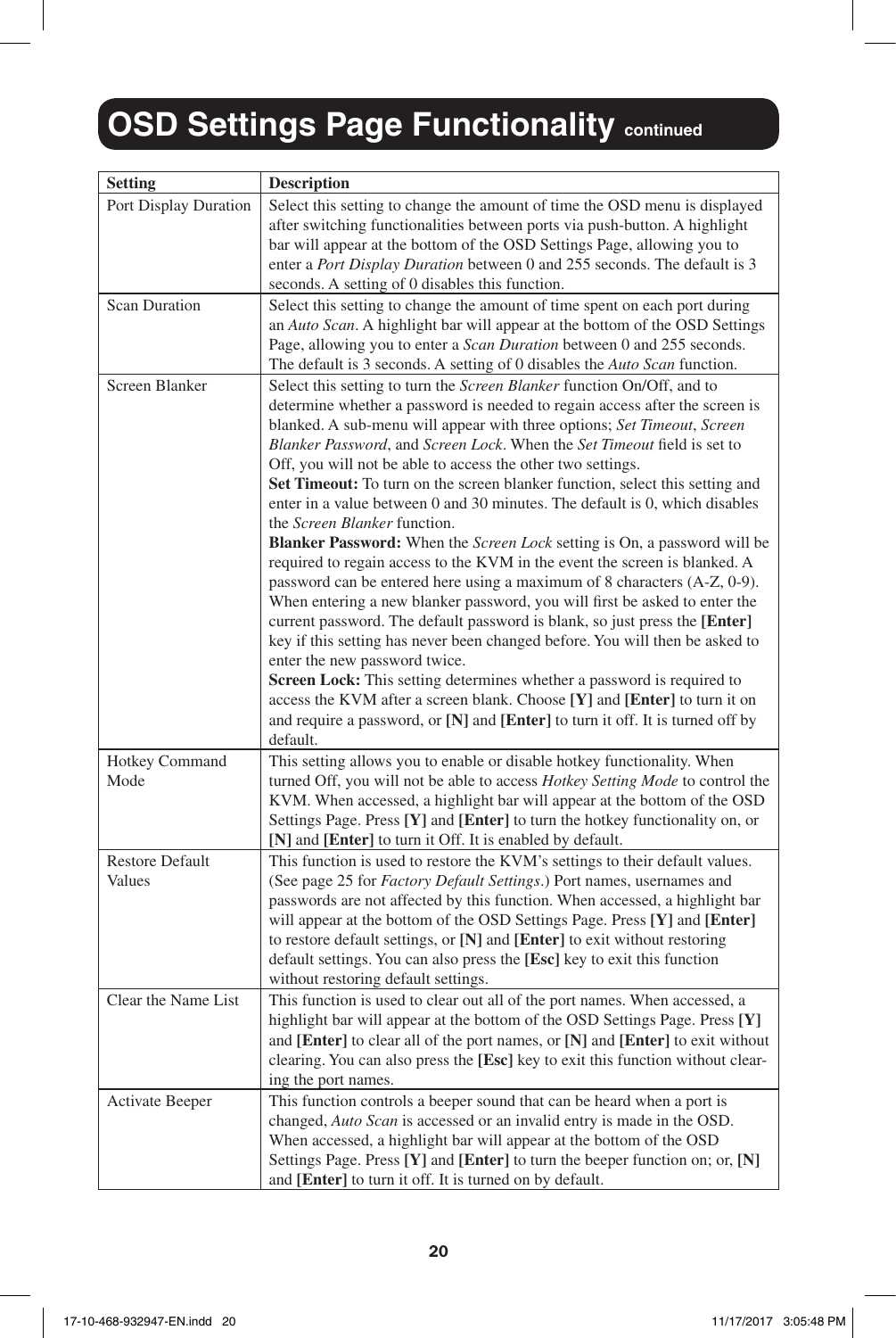# OSD Settings Page Functionality *continued*

| Setting | Description |
|---|---|
| Port Display Duration | Select this setting to change the amount of time the OSD menu is displayed after switching functionalities between ports via push-button. A highlight bar will appear at the bottom of the OSD Settings Page, allowing you to enter a *Port Display Duration* between 0 and 255 seconds. The default is 3 seconds. A setting of 0 disables this function. |
| Scan Duration | Select this setting to change the amount of time spent on each port during an *Auto Scan*. A highlight bar will appear at the bottom of the OSD Settings Page, allowing you to enter a *Scan Duration* between 0 and 255 seconds. The default is 3 seconds. A setting of 0 disables the *Auto Scan* function. |
| Screen Blanker | Select this setting to turn the *Screen Blanker* function On/Off, and to determine whether a password is needed to regain access after the screen is blanked. A sub-menu will appear with three options; *Set Timeout*, *Screen Blanker Password*, and *Screen Lock*. When the *Set Timeout* field is set to Off, you will not be able to access the other two settings.<br>**Set Timeout:** To turn on the screen blanker function, select this setting and enter in a value between 0 and 30 minutes. The default is 0, which disables the *Screen Blanker* function.<br>**Blanker Password:** When the *Screen Lock* setting is On, a password will be required to regain access to the KVM in the event the screen is blanked. A password can be entered here using a maximum of 8 characters (A-Z, 0-9). When entering a new blanker password, you will first be asked to enter the current password. The default password is blank, so just press the **[Enter]** key if this setting has never been changed before. You will then be asked to enter the new password twice.<br>**Screen Lock:** This setting determines whether a password is required to access the KVM after a screen blank. Choose **[Y]** and **[Enter]** to turn it on and require a password, or **[N]** and **[Enter]** to turn it off. It is turned off by default. |
| Hotkey Command Mode | This setting allows you to enable or disable hotkey functionality. When turned Off, you will not be able to access *Hotkey Setting Mode* to control the KVM. When accessed, a highlight bar will appear at the bottom of the OSD Settings Page. Press **[Y]** and **[Enter]** to turn the hotkey functionality on, or **[N]** and **[Enter]** to turn it Off. It is enabled by default. |
| Restore Default Values | This function is used to restore the KVM's settings to their default values. (See page 25 for *Factory Default Settings*.) Port names, usernames and passwords are not affected by this function. When accessed, a highlight bar will appear at the bottom of the OSD Settings Page. Press **[Y]** and **[Enter]** to restore default settings, or **[N]** and **[Enter]** to exit without restoring default settings. You can also press the **[Esc]** key to exit this function without restoring default settings. |
| Clear the Name List | This function is used to clear out all of the port names. When accessed, a highlight bar will appear at the bottom of the OSD Settings Page. Press **[Y]** and **[Enter]** to clear all of the port names, or **[N]** and **[Enter]** to exit without clearing. You can also press the **[Esc]** key to exit this function without clearing the port names. |
| Activate Beeper | This function controls a beeper sound that can be heard when a port is changed, *Auto Scan* is accessed or an invalid entry is made in the OSD. When accessed, a highlight bar will appear at the bottom of the OSD Settings Page. Press **[Y]** and **[Enter]** to turn the beeper function on; or, **[N]** and **[Enter]** to turn it off. It is turned on by default. |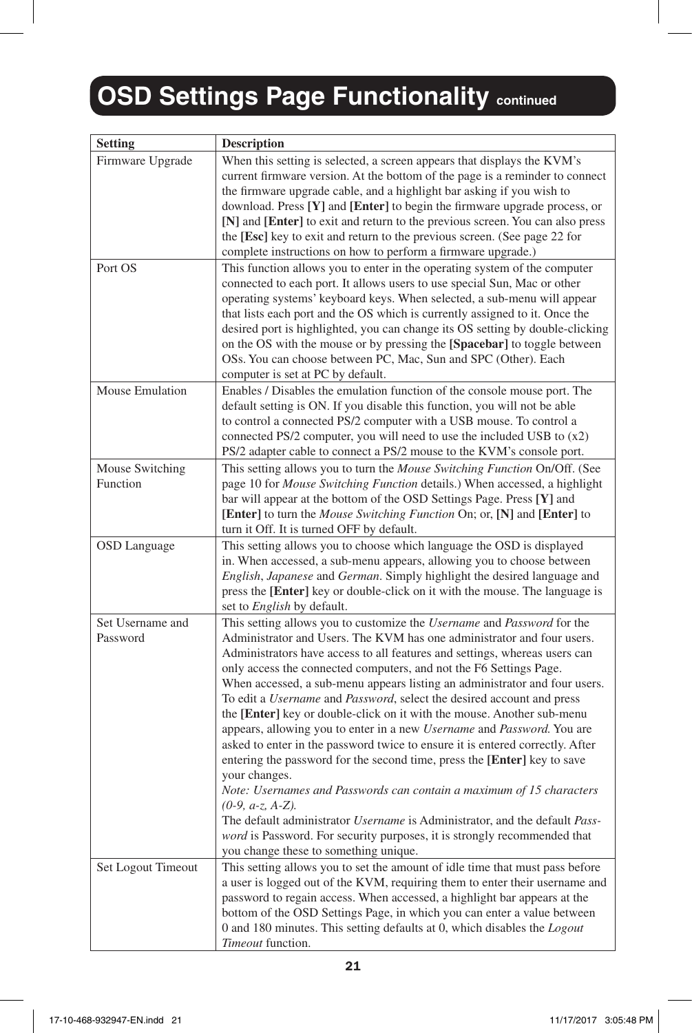# OSD Settings Page Functionality continued

| Setting | Description |
|---|---|
| Firmware Upgrade | When this setting is selected, a screen appears that displays the KVM's current firmware version. At the bottom of the page is a reminder to connect the firmware upgrade cable, and a highlight bar asking if you wish to download. Press **[Y]** and **[Enter]** to begin the firmware upgrade process, or **[N]** and **[Enter]** to exit and return to the previous screen. You can also press the **[Esc]** key to exit and return to the previous screen. (See page 22 for complete instructions on how to perform a firmware upgrade.) |
| Port OS | This function allows you to enter in the operating system of the computer connected to each port. It allows users to use special Sun, Mac or other operating systems' keyboard keys. When selected, a sub-menu will appear that lists each port and the OS which is currently assigned to it. Once the desired port is highlighted, you can change its OS setting by double-clicking on the OS with the mouse or by pressing the **[Spacebar]** to toggle between OSs. You can choose between PC, Mac, Sun and SPC (Other). Each computer is set at PC by default. |
| Mouse Emulation | Enables / Disables the emulation function of the console mouse port. The default setting is ON. If you disable this function, you will not be able to control a connected PS/2 computer with a USB mouse. To control a connected PS/2 computer, you will need to use the included USB to (x2) PS/2 adapter cable to connect a PS/2 mouse to the KVM's console port. |
| Mouse Switching Function | This setting allows you to turn the *Mouse Switching Function* On/Off. (See page 10 for *Mouse Switching Function* details.) When accessed, a highlight bar will appear at the bottom of the OSD Settings Page. Press **[Y]** and **[Enter]** to turn the *Mouse Switching Function* On; or, **[N]** and **[Enter]** to turn it Off. It is turned OFF by default. |
| OSD Language | This setting allows you to choose which language the OSD is displayed in. When accessed, a sub-menu appears, allowing you to choose between *English*, *Japanese* and *German*. Simply highlight the desired language and press the **[Enter]** key or double-click on it with the mouse. The language is set to *English* by default. |
| Set Username and Password | This setting allows you to customize the *Username* and *Password* for the Administrator and Users. The KVM has one administrator and four users. Administrators have access to all features and settings, whereas users can only access the connected computers, and not the F6 Settings Page. When accessed, a sub-menu appears listing an administrator and four users. To edit a *Username* and *Password*, select the desired account and press the **[Enter]** key or double-click on it with the mouse. Another sub-menu appears, allowing you to enter in a new *Username* and *Password.* You are asked to enter in the password twice to ensure it is entered correctly. After entering the password for the second time, press the **[Enter]** key to save your changes. *Note: Usernames and Passwords can contain a maximum of 15 characters (0-9, a-z, A-Z).* The default administrator *Username* is Administrator, and the default *Password* is Password. For security purposes, it is strongly recommended that you change these to something unique. |
| Set Logout Timeout | This setting allows you to set the amount of idle time that must pass before a user is logged out of the KVM, requiring them to enter their username and password to regain access. When accessed, a highlight bar appears at the bottom of the OSD Settings Page, in which you can enter a value between 0 and 180 minutes. This setting defaults at 0, which disables the *Logout Timeout* function. |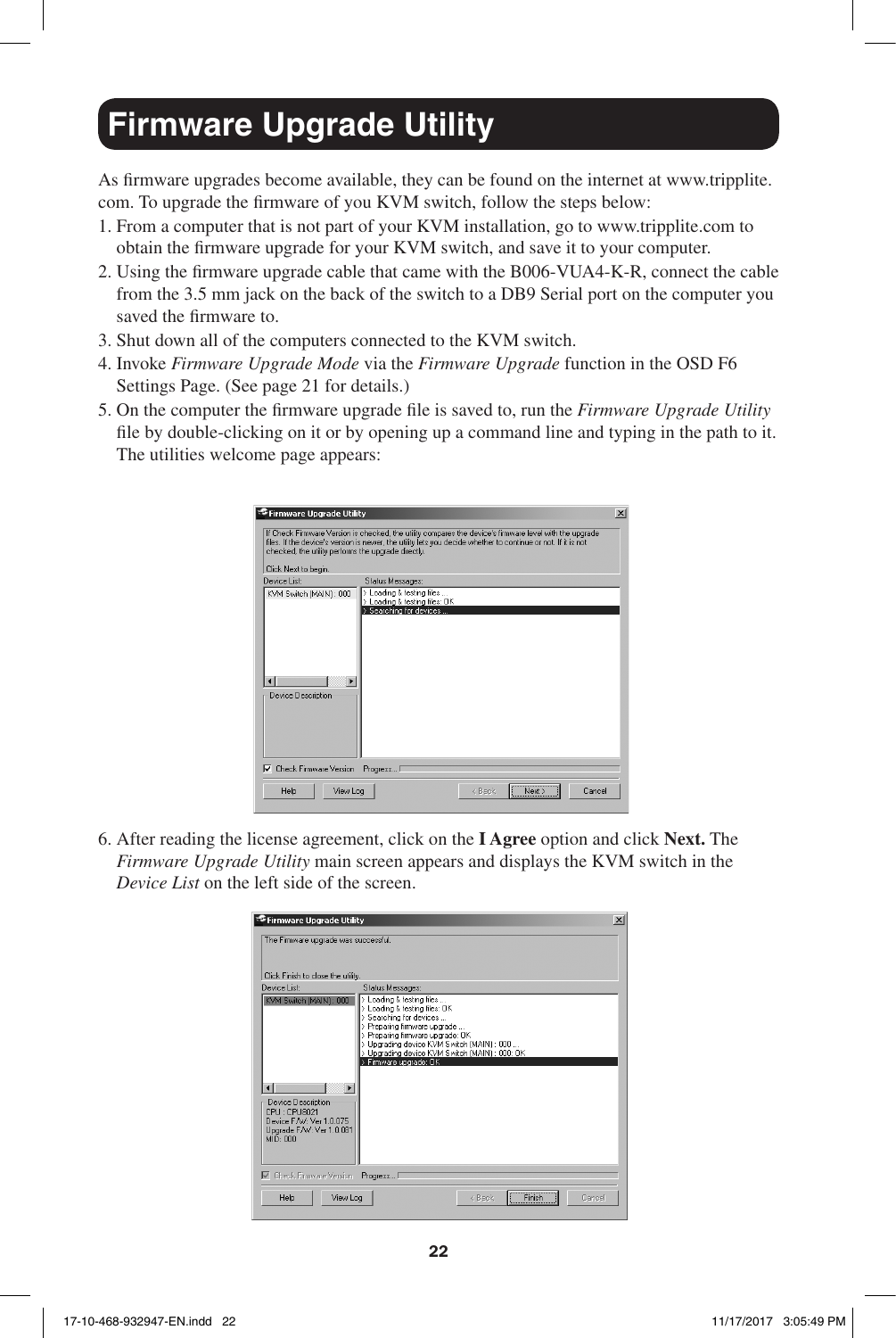# Firmware Upgrade Utility

As firmware upgrades become available, they can be found on the internet at www.tripplite.com. To upgrade the firmware of you KVM switch, follow the steps below:

1. From a computer that is not part of your KVM installation, go to www.tripplite.com to obtain the firmware upgrade for your KVM switch, and save it to your computer.
2. Using the firmware upgrade cable that came with the B006-VUA4-K-R, connect the cable from the 3.5 mm jack on the back of the switch to a DB9 Serial port on the computer you saved the firmware to.
3. Shut down all of the computers connected to the KVM switch.
4. Invoke *Firmware Upgrade Mode* via the *Firmware Upgrade* function in the OSD F6 Settings Page. (See page 21 for details.)
5. On the computer the firmware upgrade file is saved to, run the *Firmware Upgrade Utility* file by double-clicking on it or by opening up a command line and typing in the path to it. The utilities welcome page appears:
6. After reading the license agreement, click on the **I Agree** option and click **Next.** The *Firmware Upgrade Utility* main screen appears and displays the KVM switch in the *Device List* on the left side of the screen.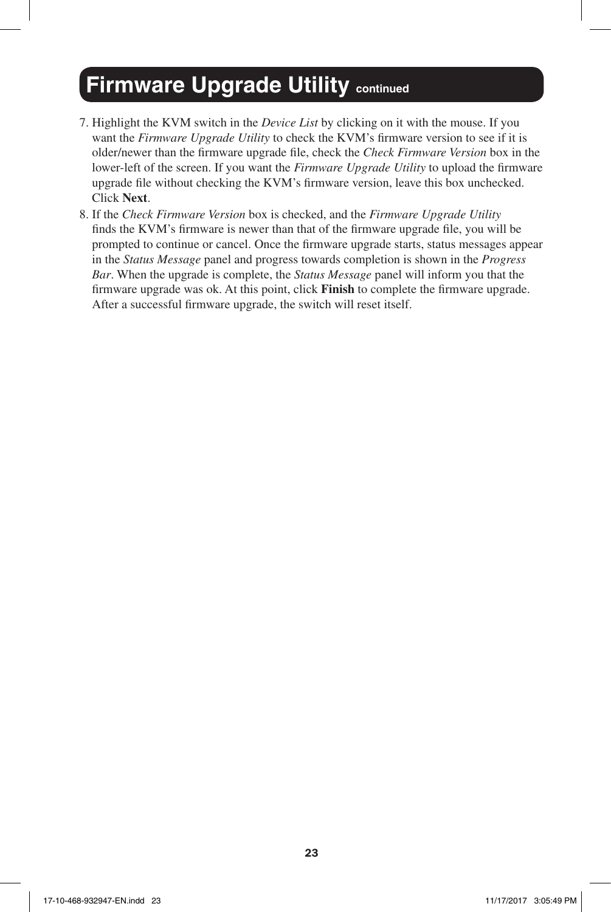# Firmware Upgrade Utility continued

7. Highlight the KVM switch in the *Device List* by clicking on it with the mouse. If you want the *Firmware Upgrade Utility* to check the KVM's firmware version to see if it is older/newer than the firmware upgrade file, check the *Check Firmware Version* box in the lower-left of the screen. If you want the *Firmware Upgrade Utility* to upload the firmware upgrade file without checking the KVM's firmware version, leave this box unchecked. Click **Next**.
8. If the *Check Firmware Version* box is checked, and the *Firmware Upgrade Utility* finds the KVM's firmware is newer than that of the firmware upgrade file, you will be prompted to continue or cancel. Once the firmware upgrade starts, status messages appear in the *Status Message* panel and progress towards completion is shown in the *Progress Bar*. When the upgrade is complete, the *Status Message* panel will inform you that the firmware upgrade was ok. At this point, click **Finish** to complete the firmware upgrade. After a successful firmware upgrade, the switch will reset itself.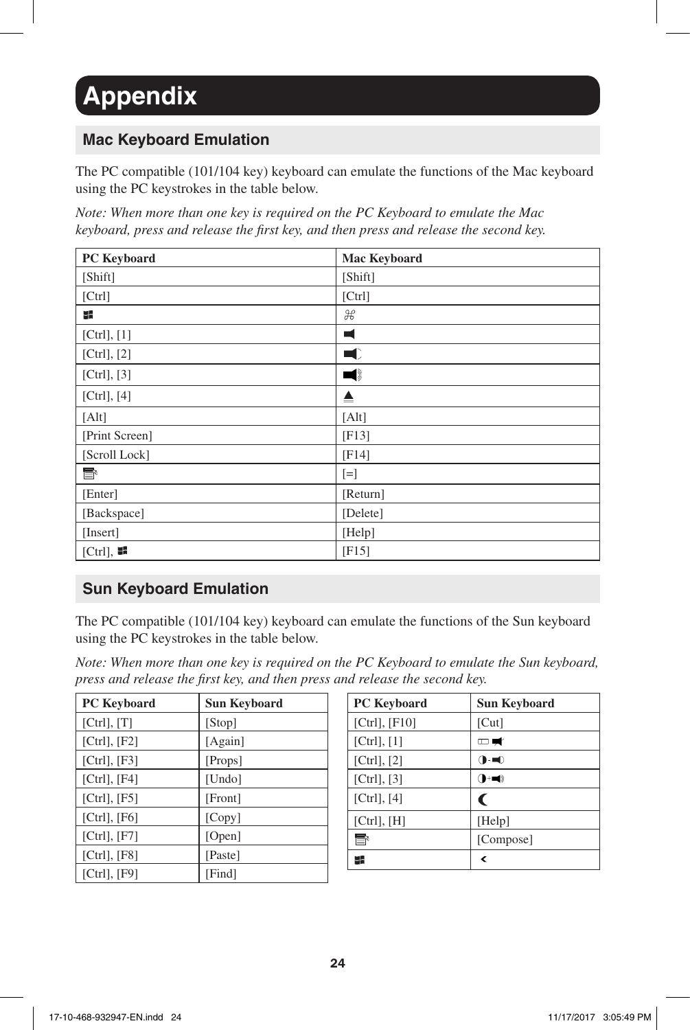# Appendix

## Mac Keyboard Emulation

The PC compatible (101/104 key) keyboard can emulate the functions of the Mac keyboard using the PC keystrokes in the table below.

*Note: When more than one key is required on the PC Keyboard to emulate the Mac keyboard, press and release the first key, and then press and release the second key.*

| PC Keyboard | Mac Keyboard |
|---|---|
| [Shift] | [Shift] |
| [Ctrl] | [Ctrl] |
| ⊞ | ⌘ |
| [Ctrl], [1] | 🔈 |
| [Ctrl], [2] | 🔉 |
| [Ctrl], [3] | 🔊 |
| [Ctrl], [4] | ⏏ |
| [Alt] | [Alt] |
| [Print Screen] | [F13] |
| [Scroll Lock] | [F14] |
| ≣ | [=] |
| [Enter] | [Return] |
| [Backspace] | [Delete] |
| [Insert] | [Help] |
| [Ctrl], ⊞ | [F15] |

## Sun Keyboard Emulation

The PC compatible (101/104 key) keyboard can emulate the functions of the Sun keyboard using the PC keystrokes in the table below.

*Note: When more than one key is required on the PC Keyboard to emulate the Sun keyboard, press and release the first key, and then press and release the second key.*

| PC Keyboard | Sun Keyboard |
|---|---|
| [Ctrl], [T] | [Stop] |
| [Ctrl], [F2] | [Again] |
| [Ctrl], [F3] | [Props] |
| [Ctrl], [F4] | [Undo] |
| [Ctrl], [F5] | [Front] |
| [Ctrl], [F6] | [Copy] |
| [Ctrl], [F7] | [Open] |
| [Ctrl], [F8] | [Paste] |
| [Ctrl], [F9] | [Find] |

| PC Keyboard | Sun Keyboard |
|---|---|
| [Ctrl], [F10] | [Cut] |
| [Ctrl], [1] | ▭ 🔇 |
| [Ctrl], [2] | ◑-🔉 |
| [Ctrl], [3] | ◑+🔊 |
| [Ctrl], [4] | ☾ |
| [Ctrl], [H] | [Help] |
| ≣ | [Compose] |
| ⊞ | < |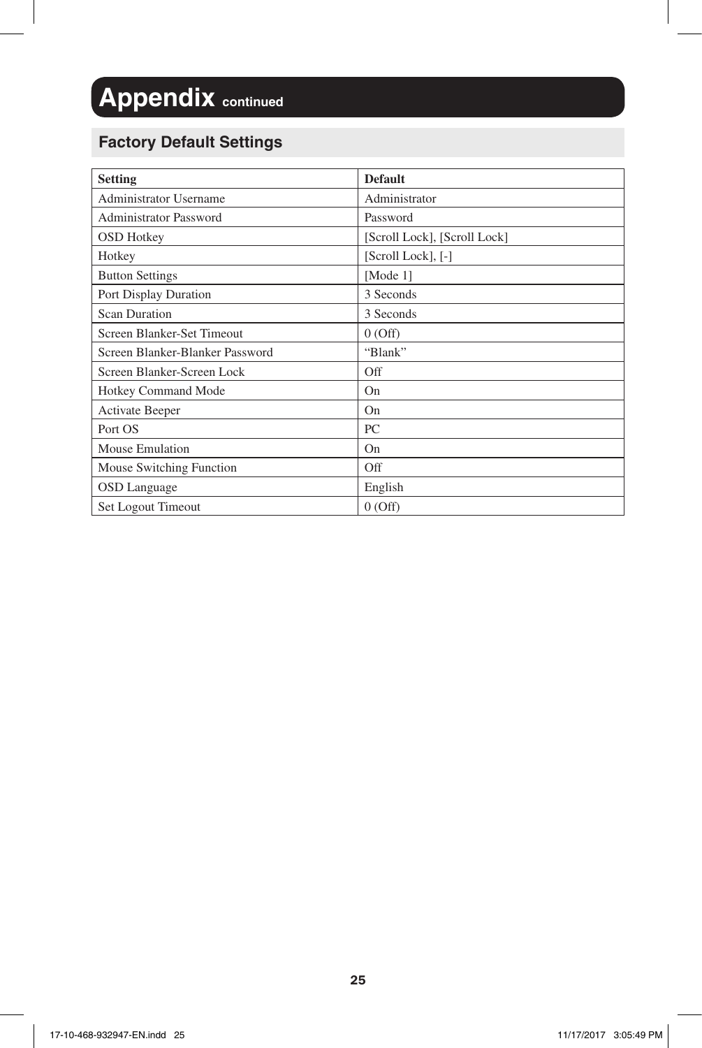# Appendix continued

## Factory Default Settings

| Setting | Default |
| --- | --- |
| Administrator Username | Administrator |
| Administrator Password | Password |
| OSD Hotkey | [Scroll Lock], [Scroll Lock] |
| Hotkey | [Scroll Lock], [-] |
| Button Settings | [Mode 1] |
| Port Display Duration | 3 Seconds |
| Scan Duration | 3 Seconds |
| Screen Blanker-Set Timeout | 0 (Off) |
| Screen Blanker-Blanker Password | “Blank” |
| Screen Blanker-Screen Lock | Off |
| Hotkey Command Mode | On |
| Activate Beeper | On |
| Port OS | PC |
| Mouse Emulation | On |
| Mouse Switching Function | Off |
| OSD Language | English |
| Set Logout Timeout | 0 (Off) |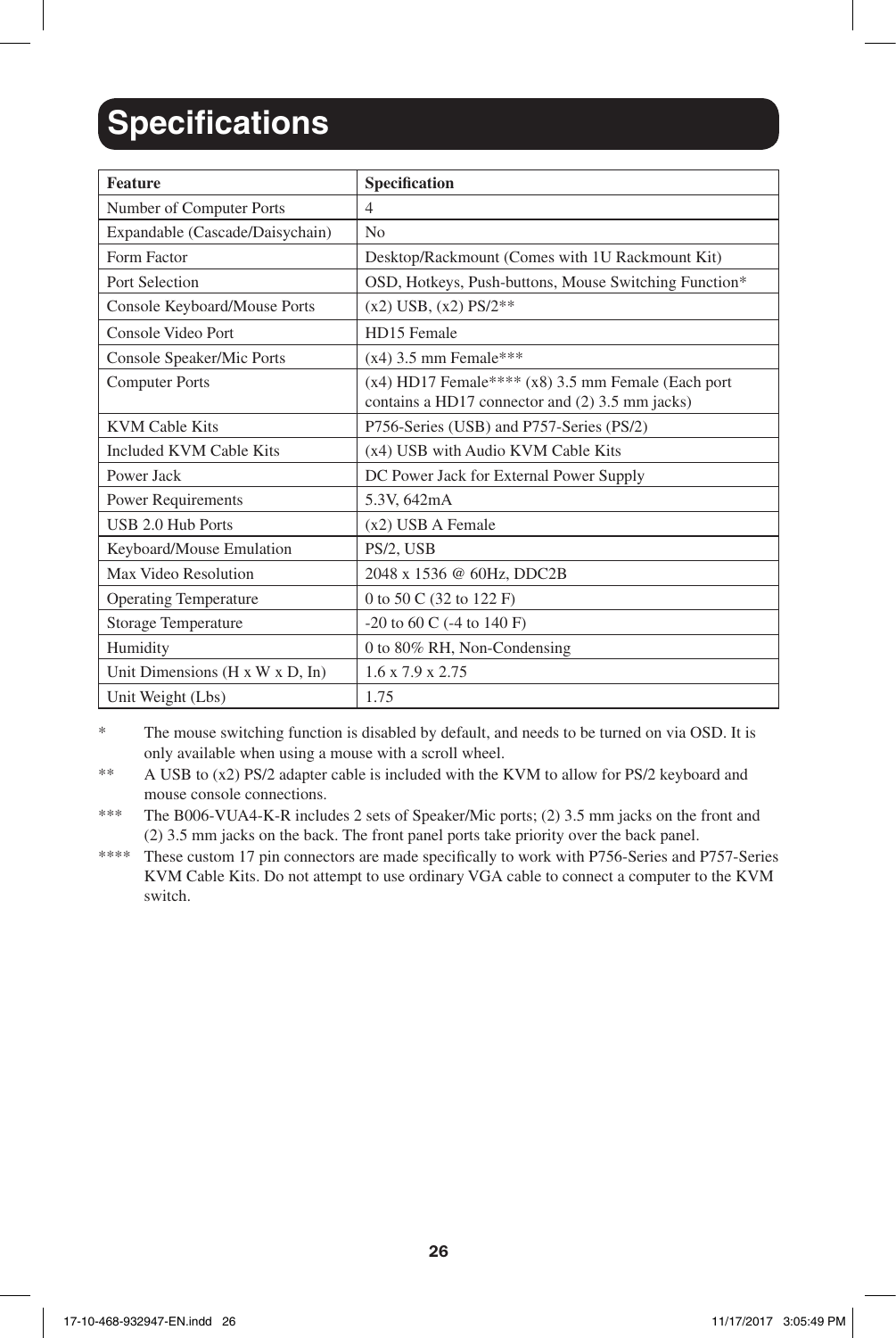# Specifications

| Feature | Specification |
|---|---|
| Number of Computer Ports | 4 |
| Expandable (Cascade/Daisychain) | No |
| Form Factor | Desktop/Rackmount (Comes with 1U Rackmount Kit) |
| Port Selection | OSD, Hotkeys, Push-buttons, Mouse Switching Function* |
| Console Keyboard/Mouse Ports | (x2) USB, (x2) PS/2** |
| Console Video Port | HD15 Female |
| Console Speaker/Mic Ports | (x4) 3.5 mm Female*** |
| Computer Ports | (x4) HD17 Female**** (x8) 3.5 mm Female (Each port contains a HD17 connector and (2) 3.5 mm jacks) |
| KVM Cable Kits | P756-Series (USB) and P757-Series (PS/2) |
| Included KVM Cable Kits | (x4) USB with Audio KVM Cable Kits |
| Power Jack | DC Power Jack for External Power Supply |
| Power Requirements | 5.3V, 642mA |
| USB 2.0 Hub Ports | (x2) USB A Female |
| Keyboard/Mouse Emulation | PS/2, USB |
| Max Video Resolution | 2048 x 1536 @ 60Hz, DDC2B |
| Operating Temperature | 0 to 50 C (32 to 122 F) |
| Storage Temperature | -20 to 60 C (-4 to 140 F) |
| Humidity | 0 to 80% RH, Non-Condensing |
| Unit Dimensions (H x W x D, In) | 1.6 x 7.9 x 2.75 |
| Unit Weight (Lbs) | 1.75 |

\* The mouse switching function is disabled by default, and needs to be turned on via OSD. It is only available when using a mouse with a scroll wheel.

** A USB to (x2) PS/2 adapter cable is included with the KVM to allow for PS/2 keyboard and mouse console connections.

*** The B006-VUA4-K-R includes 2 sets of Speaker/Mic ports; (2) 3.5 mm jacks on the front and (2) 3.5 mm jacks on the back. The front panel ports take priority over the back panel.

**** These custom 17 pin connectors are made specifically to work with P756-Series and P757-Series KVM Cable Kits. Do not attempt to use ordinary VGA cable to connect a computer to the KVM switch.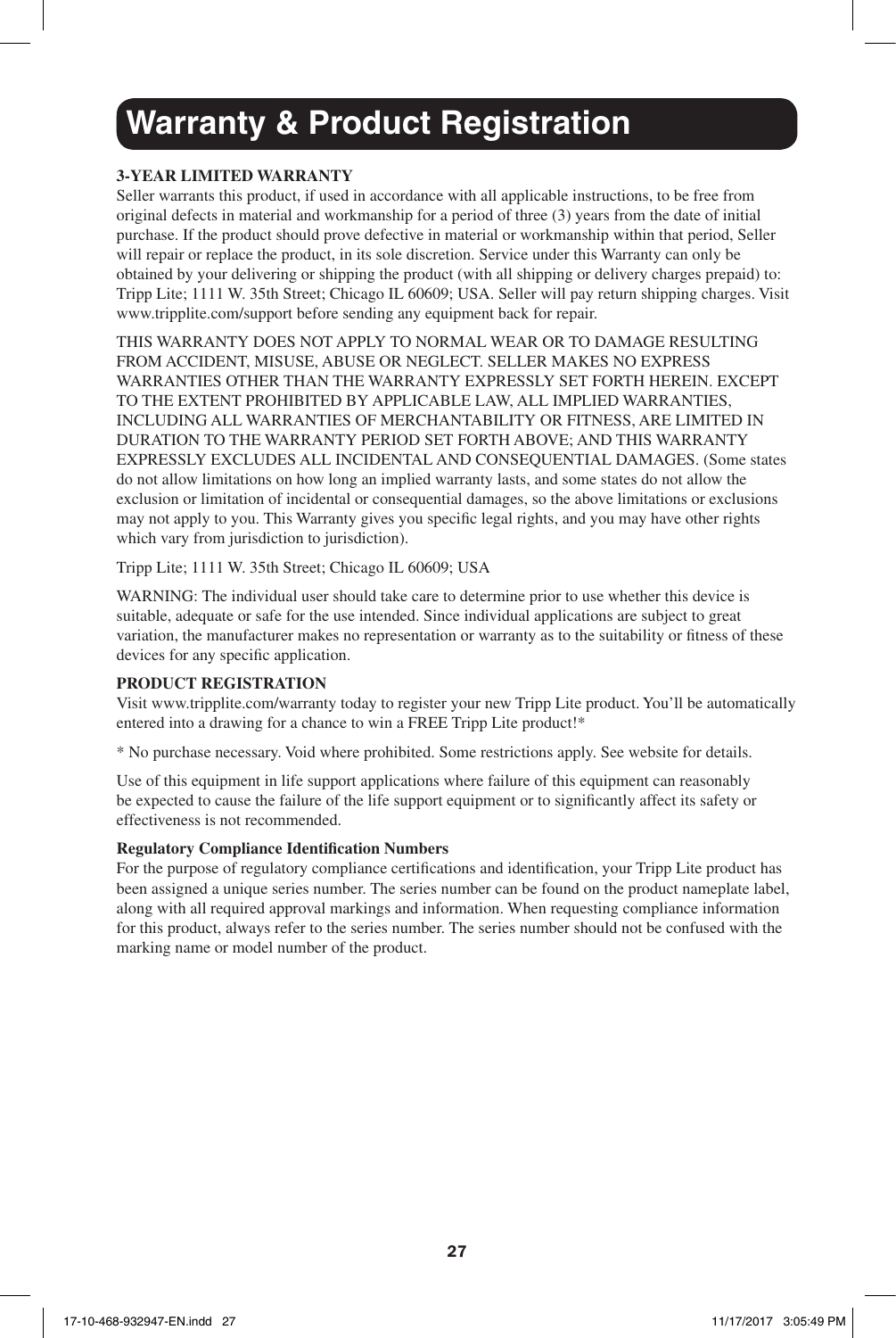# Warranty & Product Registration

**3-YEAR LIMITED WARRANTY**

Seller warrants this product, if used in accordance with all applicable instructions, to be free from original defects in material and workmanship for a period of three (3) years from the date of initial purchase. If the product should prove defective in material or workmanship within that period, Seller will repair or replace the product, in its sole discretion. Service under this Warranty can only be obtained by your delivering or shipping the product (with all shipping or delivery charges prepaid) to: Tripp Lite; 1111 W. 35th Street; Chicago IL 60609; USA. Seller will pay return shipping charges. Visit www.tripplite.com/support before sending any equipment back for repair.

THIS WARRANTY DOES NOT APPLY TO NORMAL WEAR OR TO DAMAGE RESULTING FROM ACCIDENT, MISUSE, ABUSE OR NEGLECT. SELLER MAKES NO EXPRESS WARRANTIES OTHER THAN THE WARRANTY EXPRESSLY SET FORTH HEREIN. EXCEPT TO THE EXTENT PROHIBITED BY APPLICABLE LAW, ALL IMPLIED WARRANTIES, INCLUDING ALL WARRANTIES OF MERCHANTABILITY OR FITNESS, ARE LIMITED IN DURATION TO THE WARRANTY PERIOD SET FORTH ABOVE; AND THIS WARRANTY EXPRESSLY EXCLUDES ALL INCIDENTAL AND CONSEQUENTIAL DAMAGES. (Some states do not allow limitations on how long an implied warranty lasts, and some states do not allow the exclusion or limitation of incidental or consequential damages, so the above limitations or exclusions may not apply to you. This Warranty gives you specific legal rights, and you may have other rights which vary from jurisdiction to jurisdiction).

Tripp Lite; 1111 W. 35th Street; Chicago IL 60609; USA

WARNING: The individual user should take care to determine prior to use whether this device is suitable, adequate or safe for the use intended. Since individual applications are subject to great variation, the manufacturer makes no representation or warranty as to the suitability or fitness of these devices for any specific application.

**PRODUCT REGISTRATION**

Visit www.tripplite.com/warranty today to register your new Tripp Lite product. You'll be automatically entered into a drawing for a chance to win a FREE Tripp Lite product!*

* No purchase necessary. Void where prohibited. Some restrictions apply. See website for details.

Use of this equipment in life support applications where failure of this equipment can reasonably be expected to cause the failure of the life support equipment or to significantly affect its safety or effectiveness is not recommended.

**Regulatory Compliance Identification Numbers**

For the purpose of regulatory compliance certifications and identification, your Tripp Lite product has been assigned a unique series number. The series number can be found on the product nameplate label, along with all required approval markings and information. When requesting compliance information for this product, always refer to the series number. The series number should not be confused with the marking name or model number of the product.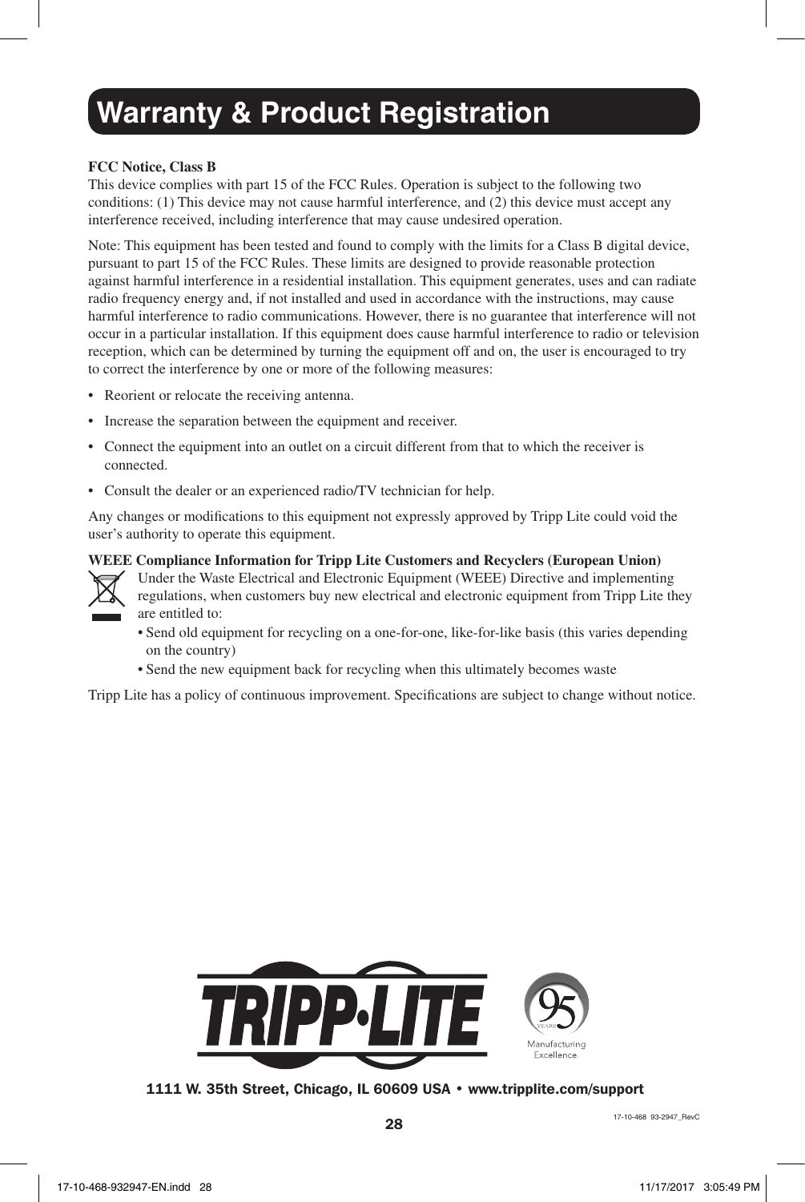# Warranty & Product Registration

**FCC Notice, Class B**

This device complies with part 15 of the FCC Rules. Operation is subject to the following two conditions: (1) This device may not cause harmful interference, and (2) this device must accept any interference received, including interference that may cause undesired operation.

Note: This equipment has been tested and found to comply with the limits for a Class B digital device, pursuant to part 15 of the FCC Rules. These limits are designed to provide reasonable protection against harmful interference in a residential installation. This equipment generates, uses and can radiate radio frequency energy and, if not installed and used in accordance with the instructions, may cause harmful interference to radio communications. However, there is no guarantee that interference will not occur in a particular installation. If this equipment does cause harmful interference to radio or television reception, which can be determined by turning the equipment off and on, the user is encouraged to try to correct the interference by one or more of the following measures:

- Reorient or relocate the receiving antenna.
- Increase the separation between the equipment and receiver.
- Connect the equipment into an outlet on a circuit different from that to which the receiver is connected.
- Consult the dealer or an experienced radio/TV technician for help.

Any changes or modifications to this equipment not expressly approved by Tripp Lite could void the user's authority to operate this equipment.

**WEEE Compliance Information for Tripp Lite Customers and Recyclers (European Union)**

Under the Waste Electrical and Electronic Equipment (WEEE) Directive and implementing regulations, when customers buy new electrical and electronic equipment from Tripp Lite they are entitled to:

- Send old equipment for recycling on a one-for-one, like-for-like basis (this varies depending on the country)
- Send the new equipment back for recycling when this ultimately becomes waste

Tripp Lite has a policy of continuous improvement. Specifications are subject to change without notice.

TRIPP·LITE

95 YEARS Manufacturing Excellence.

1111 W. 35th Street, Chicago, IL 60609 USA • www.tripplite.com/support

17-10-468 93-2947_RevC